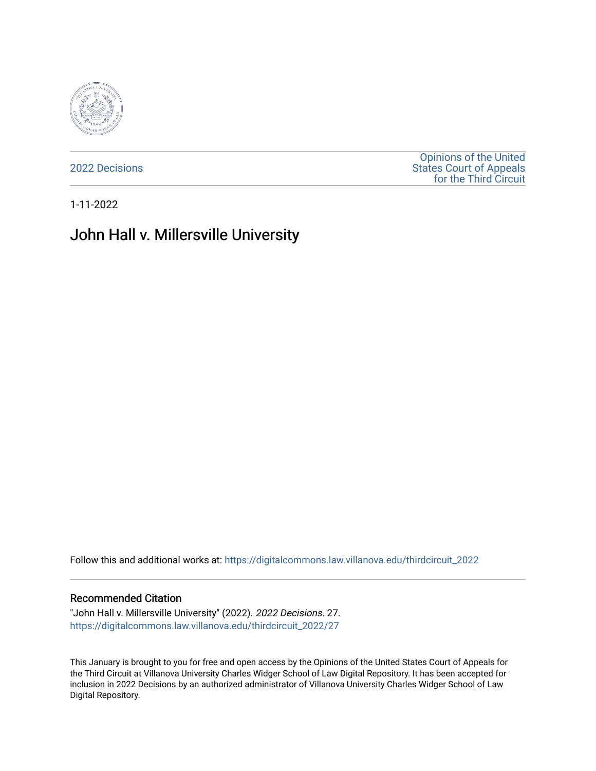2022 Decisions

Opinions of the United States Court of Appeals for the Third Circuit

1-11-2022

# John Hall v. Millersville University

Follow this and additional works at: https://digitalcommons.law.villanova.edu/thirdcircuit_2022

## Recommended Citation

"John Hall v. Millersville University" (2022). *2022 Decisions*. 27.
https://digitalcommons.law.villanova.edu/thirdcircuit_2022/27

This January is brought to you for free and open access by the Opinions of the United States Court of Appeals for the Third Circuit at Villanova University Charles Widger School of Law Digital Repository. It has been accepted for inclusion in 2022 Decisions by an authorized administrator of Villanova University Charles Widger School of Law Digital Repository.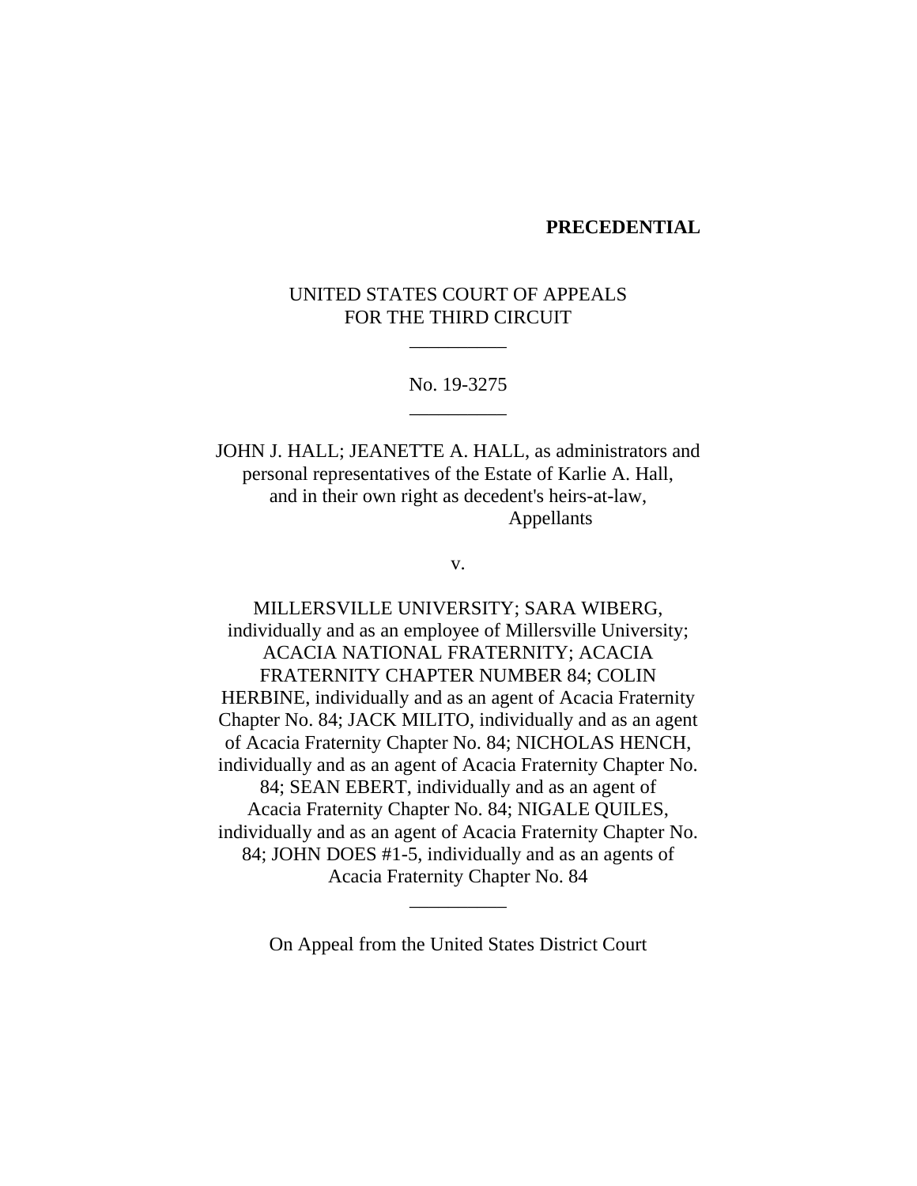**PRECEDENTIAL**

UNITED STATES COURT OF APPEALS
FOR THE THIRD CIRCUIT

\_\_\_\_\_\_\_\_\_\_

No. 19-3275

\_\_\_\_\_\_\_\_\_\_

JOHN J. HALL; JEANETTE A. HALL, as administrators and personal representatives of the Estate of Karlie A. Hall, and in their own right as decedent's heirs-at-law,
Appellants

v.

MILLERSVILLE UNIVERSITY; SARA WIBERG, individually and as an employee of Millersville University; ACACIA NATIONAL FRATERNITY; ACACIA FRATERNITY CHAPTER NUMBER 84; COLIN HERBINE, individually and as an agent of Acacia Fraternity Chapter No. 84; JACK MILITO, individually and as an agent of Acacia Fraternity Chapter No. 84; NICHOLAS HENCH, individually and as an agent of Acacia Fraternity Chapter No. 84; SEAN EBERT, individually and as an agent of Acacia Fraternity Chapter No. 84; NIGALE QUILES, individually and as an agent of Acacia Fraternity Chapter No. 84; JOHN DOES #1-5, individually and as an agents of Acacia Fraternity Chapter No. 84

\_\_\_\_\_\_\_\_\_\_

On Appeal from the United States District Court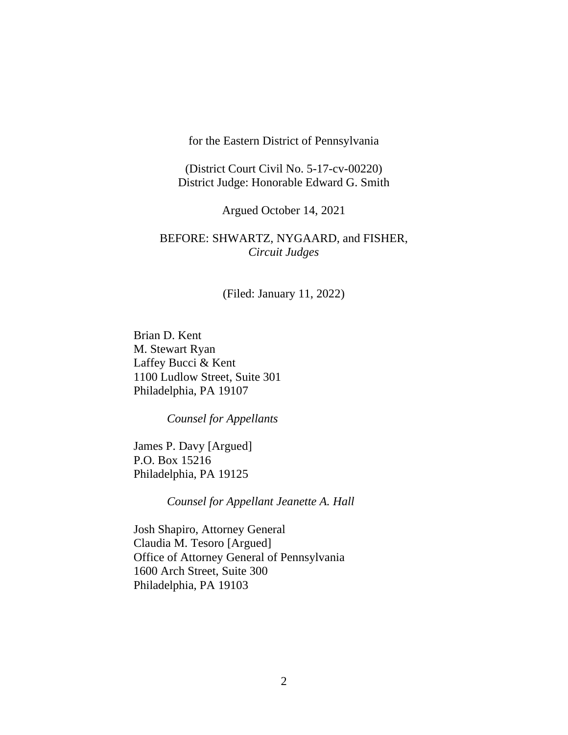for the Eastern District of Pennsylvania

(District Court Civil No. 5-17-cv-00220)
District Judge: Honorable Edward G. Smith

Argued October 14, 2021

BEFORE: SHWARTZ, NYGAARD, and FISHER, *Circuit Judges*

(Filed: January 11, 2022)

Brian D. Kent
M. Stewart Ryan
Laffey Bucci & Kent
1100 Ludlow Street, Suite 301
Philadelphia, PA 19107

*Counsel for Appellants*

James P. Davy [Argued]
P.O. Box 15216
Philadelphia, PA 19125

*Counsel for Appellant Jeanette A. Hall*

Josh Shapiro, Attorney General
Claudia M. Tesoro [Argued]
Office of Attorney General of Pennsylvania
1600 Arch Street, Suite 300
Philadelphia, PA 19103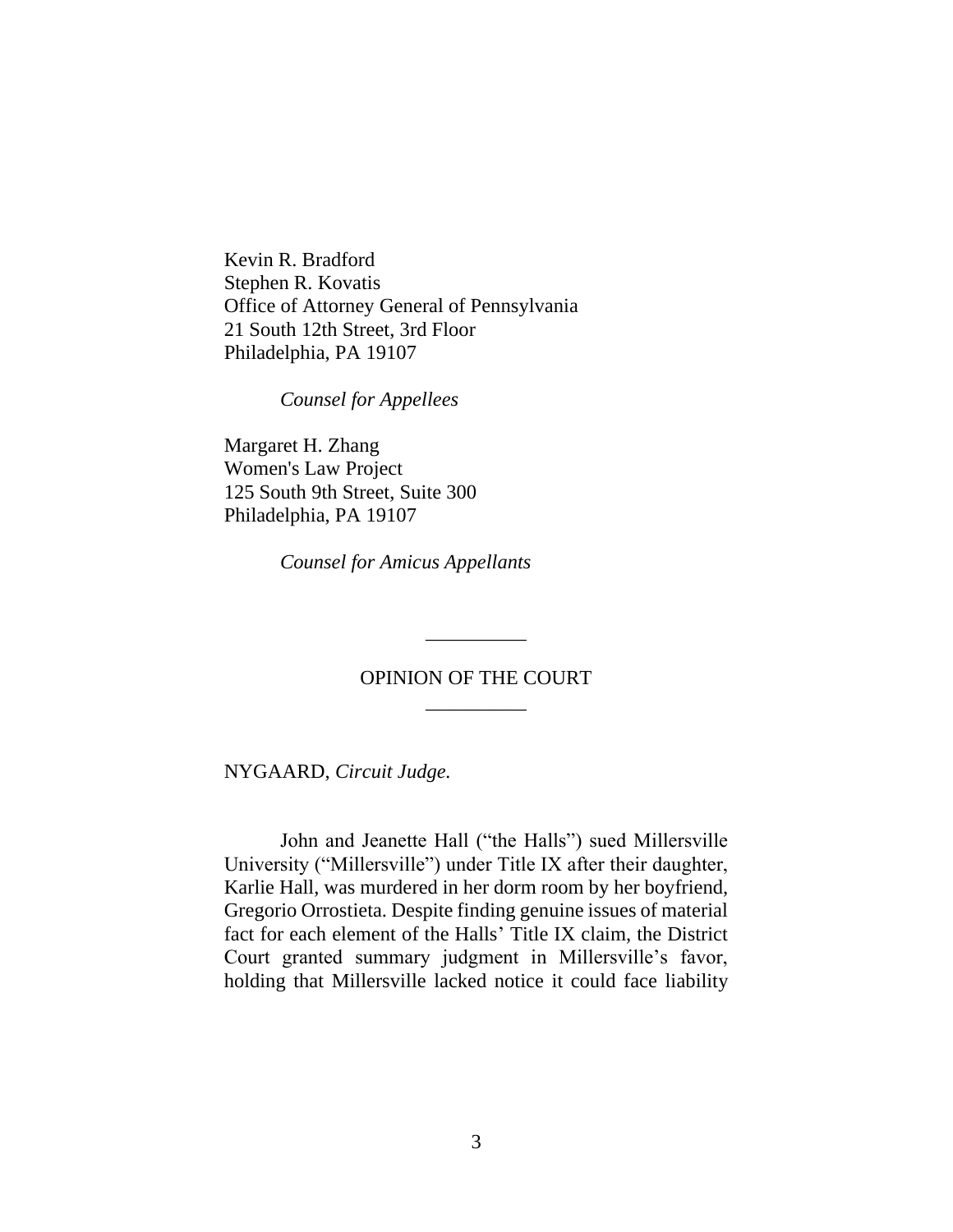Kevin R. Bradford
Stephen R. Kovatis
Office of Attorney General of Pennsylvania
21 South 12th Street, 3rd Floor
Philadelphia, PA 19107

*Counsel for Appellees*

Margaret H. Zhang
Women's Law Project
125 South 9th Street, Suite 300
Philadelphia, PA 19107

*Counsel for Amicus Appellants*

---

OPINION OF THE COURT

---

NYGAARD, *Circuit Judge.*

John and Jeanette Hall ("the Halls") sued Millersville University ("Millersville") under Title IX after their daughter, Karlie Hall, was murdered in her dorm room by her boyfriend, Gregorio Orrostieta. Despite finding genuine issues of material fact for each element of the Halls' Title IX claim, the District Court granted summary judgment in Millersville's favor, holding that Millersville lacked notice it could face liability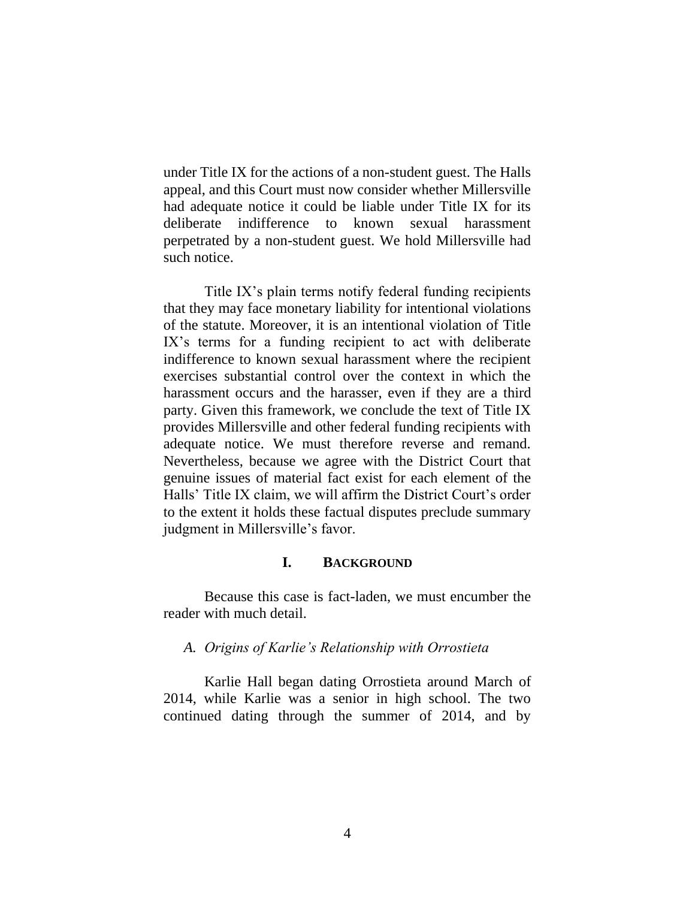under Title IX for the actions of a non-student guest. The Halls appeal, and this Court must now consider whether Millersville had adequate notice it could be liable under Title IX for its deliberate indifference to known sexual harassment perpetrated by a non-student guest. We hold Millersville had such notice.

Title IX's plain terms notify federal funding recipients that they may face monetary liability for intentional violations of the statute. Moreover, it is an intentional violation of Title IX's terms for a funding recipient to act with deliberate indifference to known sexual harassment where the recipient exercises substantial control over the context in which the harassment occurs and the harasser, even if they are a third party. Given this framework, we conclude the text of Title IX provides Millersville and other federal funding recipients with adequate notice. We must therefore reverse and remand. Nevertheless, because we agree with the District Court that genuine issues of material fact exist for each element of the Halls' Title IX claim, we will affirm the District Court's order to the extent it holds these factual disputes preclude summary judgment in Millersville's favor.

## I. BACKGROUND

Because this case is fact-laden, we must encumber the reader with much detail.

### *A. Origins of Karlie's Relationship with Orrostieta*

Karlie Hall began dating Orrostieta around March of 2014, while Karlie was a senior in high school. The two continued dating through the summer of 2014, and by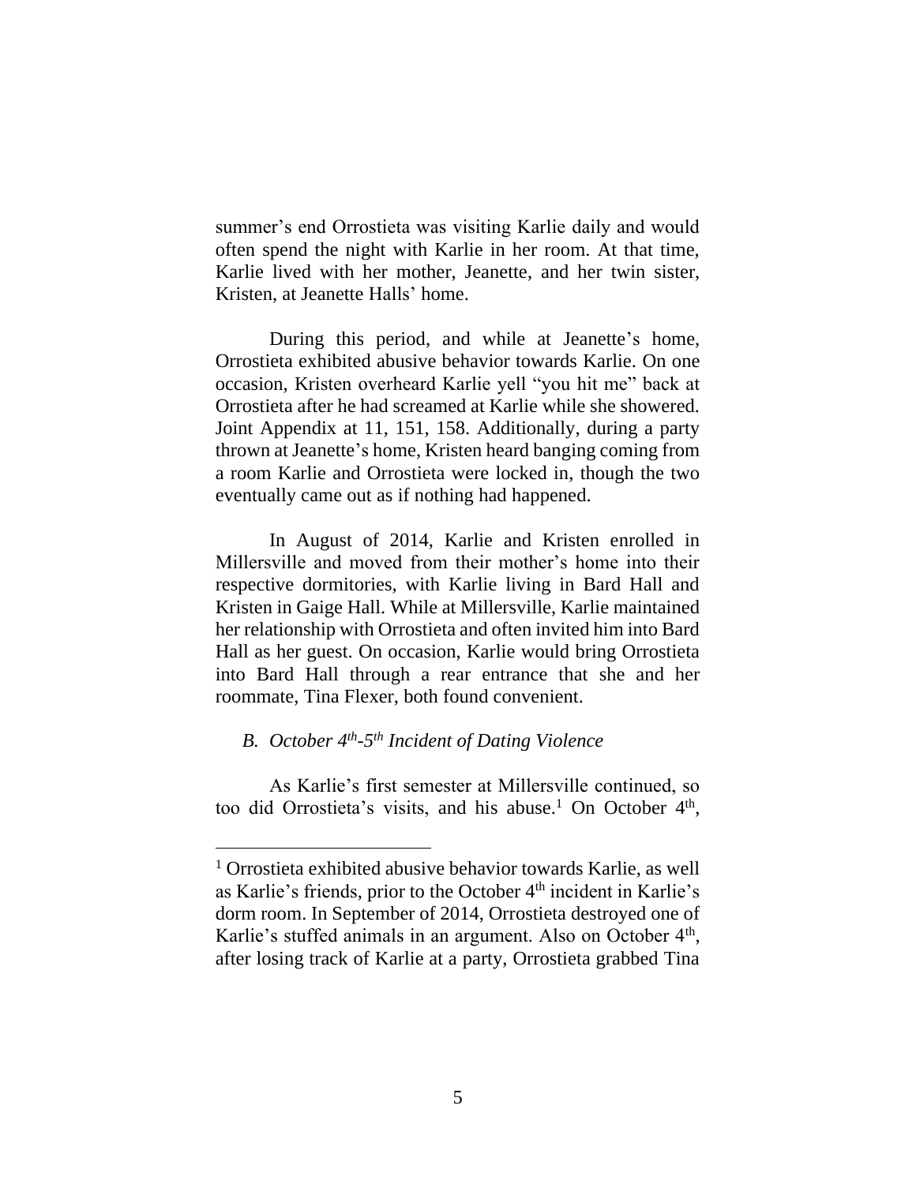summer's end Orrostieta was visiting Karlie daily and would often spend the night with Karlie in her room. At that time, Karlie lived with her mother, Jeanette, and her twin sister, Kristen, at Jeanette Halls' home.

During this period, and while at Jeanette's home, Orrostieta exhibited abusive behavior towards Karlie. On one occasion, Kristen overheard Karlie yell "you hit me" back at Orrostieta after he had screamed at Karlie while she showered. Joint Appendix at 11, 151, 158. Additionally, during a party thrown at Jeanette's home, Kristen heard banging coming from a room Karlie and Orrostieta were locked in, though the two eventually came out as if nothing had happened.

In August of 2014, Karlie and Kristen enrolled in Millersville and moved from their mother's home into their respective dormitories, with Karlie living in Bard Hall and Kristen in Gaige Hall. While at Millersville, Karlie maintained her relationship with Orrostieta and often invited him into Bard Hall as her guest. On occasion, Karlie would bring Orrostieta into Bard Hall through a rear entrance that she and her roommate, Tina Flexer, both found convenient.

### *B. October 4th-5th Incident of Dating Violence*

As Karlie's first semester at Millersville continued, so too did Orrostieta's visits, and his abuse.[1] On October 4th,

---

[1] Orrostieta exhibited abusive behavior towards Karlie, as well as Karlie's friends, prior to the October 4th incident in Karlie's dorm room. In September of 2014, Orrostieta destroyed one of Karlie's stuffed animals in an argument. Also on October 4th, after losing track of Karlie at a party, Orrostieta grabbed Tina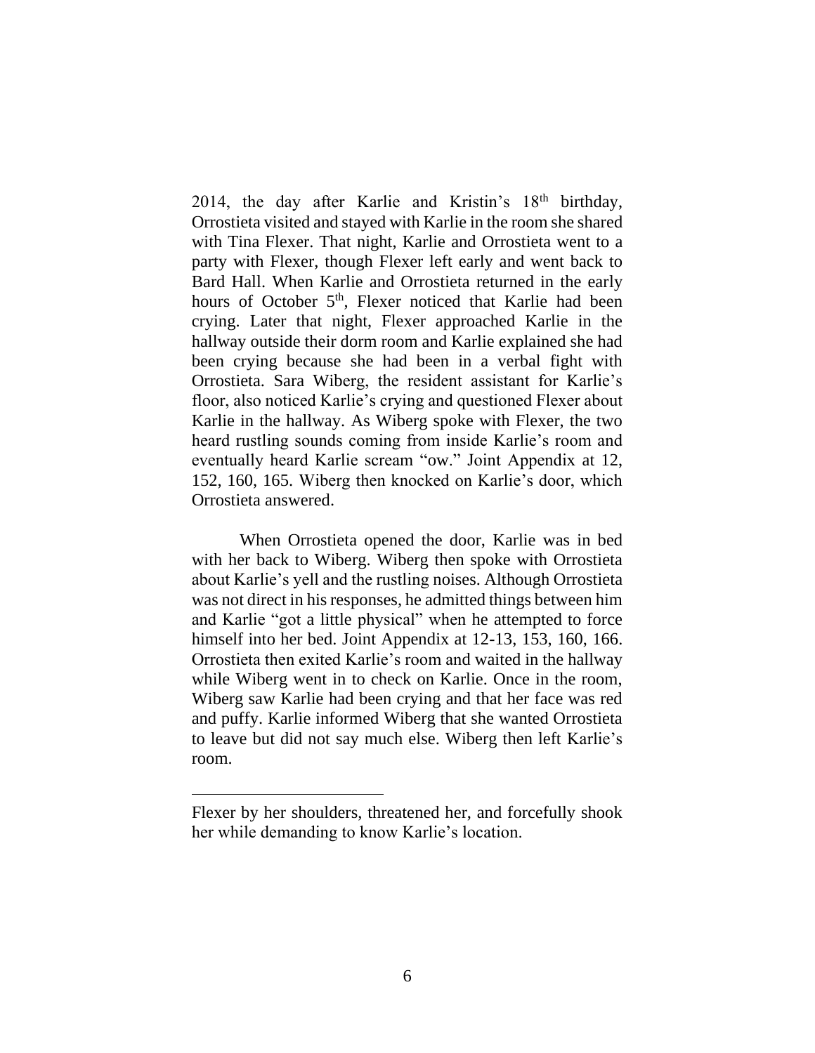2014, the day after Karlie and Kristin's 18th birthday, Orrostieta visited and stayed with Karlie in the room she shared with Tina Flexer. That night, Karlie and Orrostieta went to a party with Flexer, though Flexer left early and went back to Bard Hall. When Karlie and Orrostieta returned in the early hours of October 5th, Flexer noticed that Karlie had been crying. Later that night, Flexer approached Karlie in the hallway outside their dorm room and Karlie explained she had been crying because she had been in a verbal fight with Orrostieta. Sara Wiberg, the resident assistant for Karlie's floor, also noticed Karlie's crying and questioned Flexer about Karlie in the hallway. As Wiberg spoke with Flexer, the two heard rustling sounds coming from inside Karlie's room and eventually heard Karlie scream "ow." Joint Appendix at 12, 152, 160, 165. Wiberg then knocked on Karlie's door, which Orrostieta answered.

When Orrostieta opened the door, Karlie was in bed with her back to Wiberg. Wiberg then spoke with Orrostieta about Karlie's yell and the rustling noises. Although Orrostieta was not direct in his responses, he admitted things between him and Karlie "got a little physical" when he attempted to force himself into her bed. Joint Appendix at 12-13, 153, 160, 166. Orrostieta then exited Karlie's room and waited in the hallway while Wiberg went in to check on Karlie. Once in the room, Wiberg saw Karlie had been crying and that her face was red and puffy. Karlie informed Wiberg that she wanted Orrostieta to leave but did not say much else. Wiberg then left Karlie's room.

---

Flexer by her shoulders, threatened her, and forcefully shook her while demanding to know Karlie's location.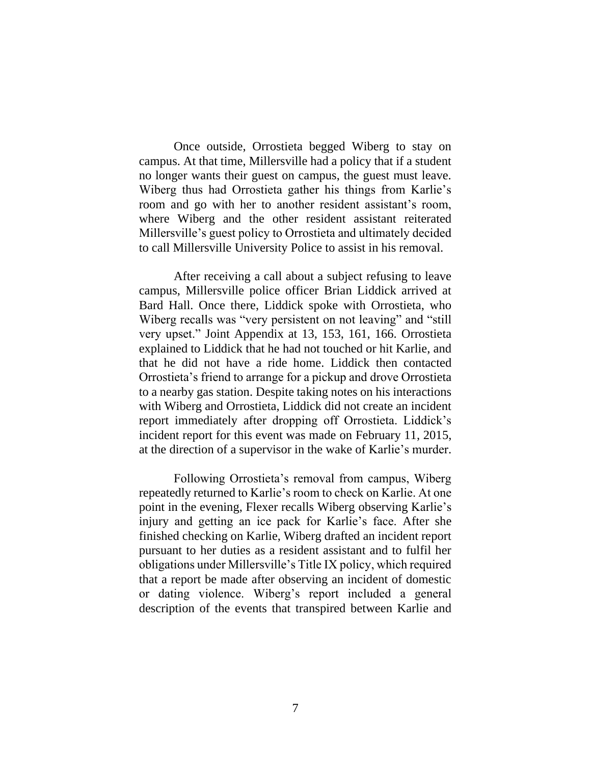Once outside, Orrostieta begged Wiberg to stay on campus. At that time, Millersville had a policy that if a student no longer wants their guest on campus, the guest must leave. Wiberg thus had Orrostieta gather his things from Karlie's room and go with her to another resident assistant's room, where Wiberg and the other resident assistant reiterated Millersville's guest policy to Orrostieta and ultimately decided to call Millersville University Police to assist in his removal.

After receiving a call about a subject refusing to leave campus, Millersville police officer Brian Liddick arrived at Bard Hall. Once there, Liddick spoke with Orrostieta, who Wiberg recalls was "very persistent on not leaving" and "still very upset." Joint Appendix at 13, 153, 161, 166. Orrostieta explained to Liddick that he had not touched or hit Karlie, and that he did not have a ride home. Liddick then contacted Orrostieta's friend to arrange for a pickup and drove Orrostieta to a nearby gas station. Despite taking notes on his interactions with Wiberg and Orrostieta, Liddick did not create an incident report immediately after dropping off Orrostieta. Liddick's incident report for this event was made on February 11, 2015, at the direction of a supervisor in the wake of Karlie's murder.

Following Orrostieta's removal from campus, Wiberg repeatedly returned to Karlie's room to check on Karlie. At one point in the evening, Flexer recalls Wiberg observing Karlie's injury and getting an ice pack for Karlie's face. After she finished checking on Karlie, Wiberg drafted an incident report pursuant to her duties as a resident assistant and to fulfil her obligations under Millersville's Title IX policy, which required that a report be made after observing an incident of domestic or dating violence. Wiberg's report included a general description of the events that transpired between Karlie and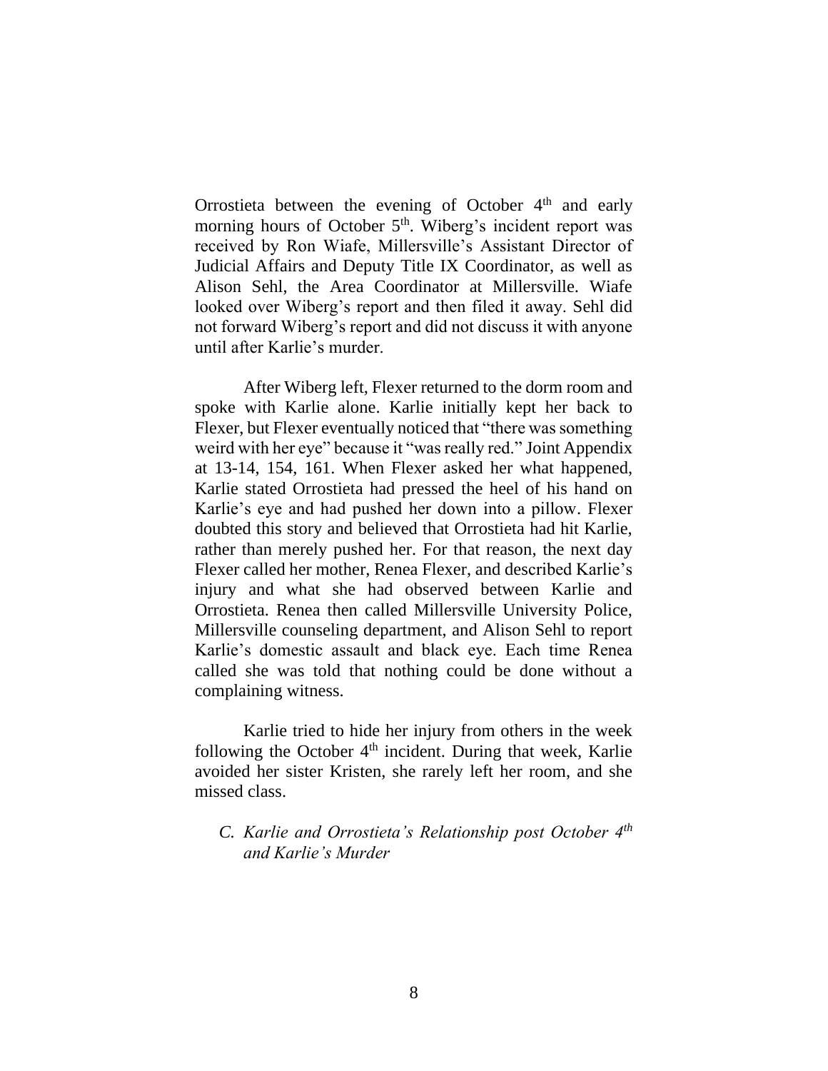Orrostieta between the evening of October 4th and early morning hours of October 5th. Wiberg's incident report was received by Ron Wiafe, Millersville's Assistant Director of Judicial Affairs and Deputy Title IX Coordinator, as well as Alison Sehl, the Area Coordinator at Millersville. Wiafe looked over Wiberg's report and then filed it away. Sehl did not forward Wiberg's report and did not discuss it with anyone until after Karlie's murder.

After Wiberg left, Flexer returned to the dorm room and spoke with Karlie alone. Karlie initially kept her back to Flexer, but Flexer eventually noticed that "there was something weird with her eye" because it "was really red." Joint Appendix at 13-14, 154, 161. When Flexer asked her what happened, Karlie stated Orrostieta had pressed the heel of his hand on Karlie's eye and had pushed her down into a pillow. Flexer doubted this story and believed that Orrostieta had hit Karlie, rather than merely pushed her. For that reason, the next day Flexer called her mother, Renea Flexer, and described Karlie's injury and what she had observed between Karlie and Orrostieta. Renea then called Millersville University Police, Millersville counseling department, and Alison Sehl to report Karlie's domestic assault and black eye. Each time Renea called she was told that nothing could be done without a complaining witness.

Karlie tried to hide her injury from others in the week following the October 4th incident. During that week, Karlie avoided her sister Kristen, she rarely left her room, and she missed class.

### *C. Karlie and Orrostieta's Relationship post October 4th and Karlie's Murder*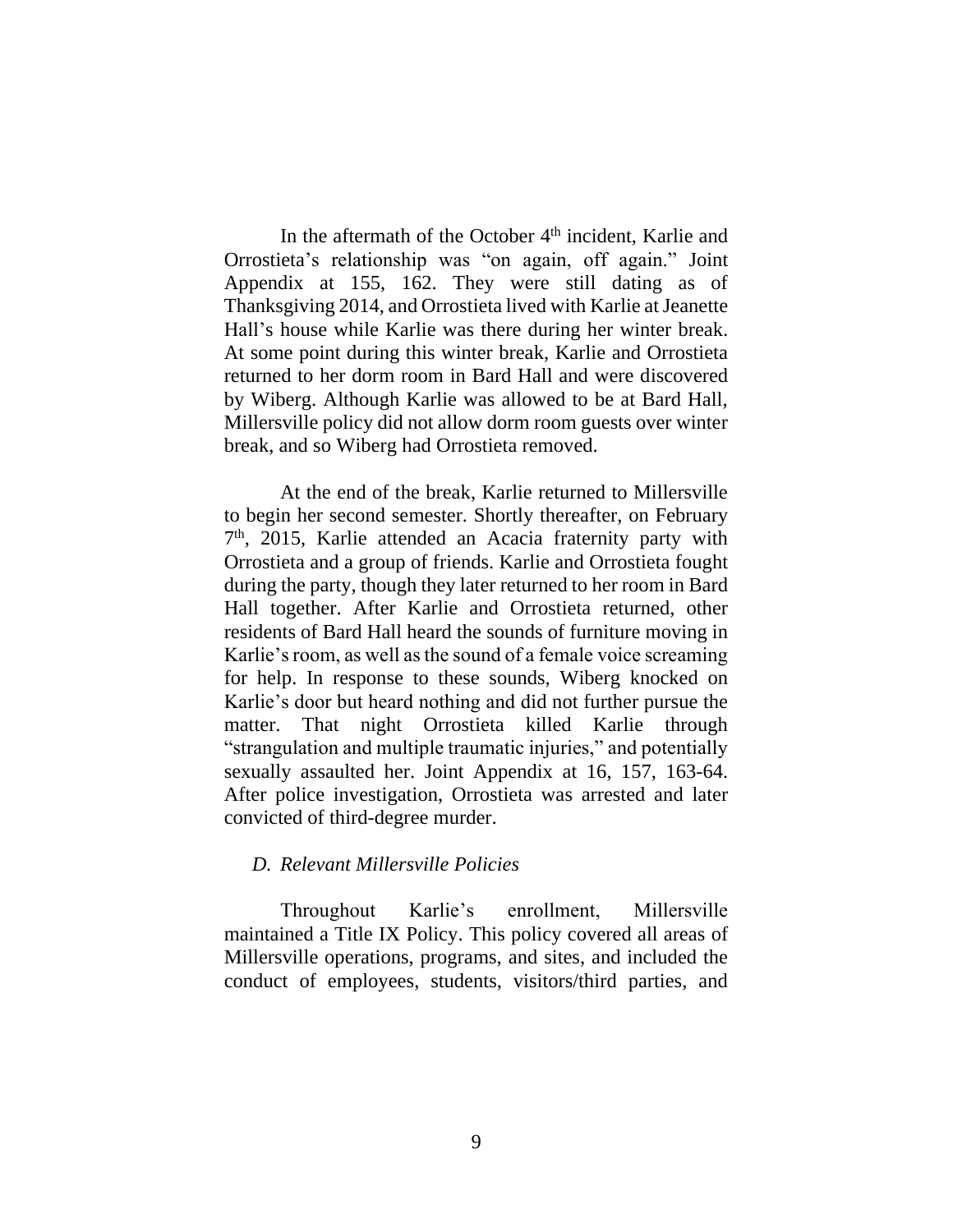In the aftermath of the October 4th incident, Karlie and Orrostieta's relationship was "on again, off again." Joint Appendix at 155, 162. They were still dating as of Thanksgiving 2014, and Orrostieta lived with Karlie at Jeanette Hall's house while Karlie was there during her winter break. At some point during this winter break, Karlie and Orrostieta returned to her dorm room in Bard Hall and were discovered by Wiberg. Although Karlie was allowed to be at Bard Hall, Millersville policy did not allow dorm room guests over winter break, and so Wiberg had Orrostieta removed.

At the end of the break, Karlie returned to Millersville to begin her second semester. Shortly thereafter, on February 7th, 2015, Karlie attended an Acacia fraternity party with Orrostieta and a group of friends. Karlie and Orrostieta fought during the party, though they later returned to her room in Bard Hall together. After Karlie and Orrostieta returned, other residents of Bard Hall heard the sounds of furniture moving in Karlie's room, as well as the sound of a female voice screaming for help. In response to these sounds, Wiberg knocked on Karlie's door but heard nothing and did not further pursue the matter. That night Orrostieta killed Karlie through "strangulation and multiple traumatic injuries," and potentially sexually assaulted her. Joint Appendix at 16, 157, 163-64. After police investigation, Orrostieta was arrested and later convicted of third-degree murder.

### *D. Relevant Millersville Policies*

Throughout Karlie's enrollment, Millersville maintained a Title IX Policy. This policy covered all areas of Millersville operations, programs, and sites, and included the conduct of employees, students, visitors/third parties, and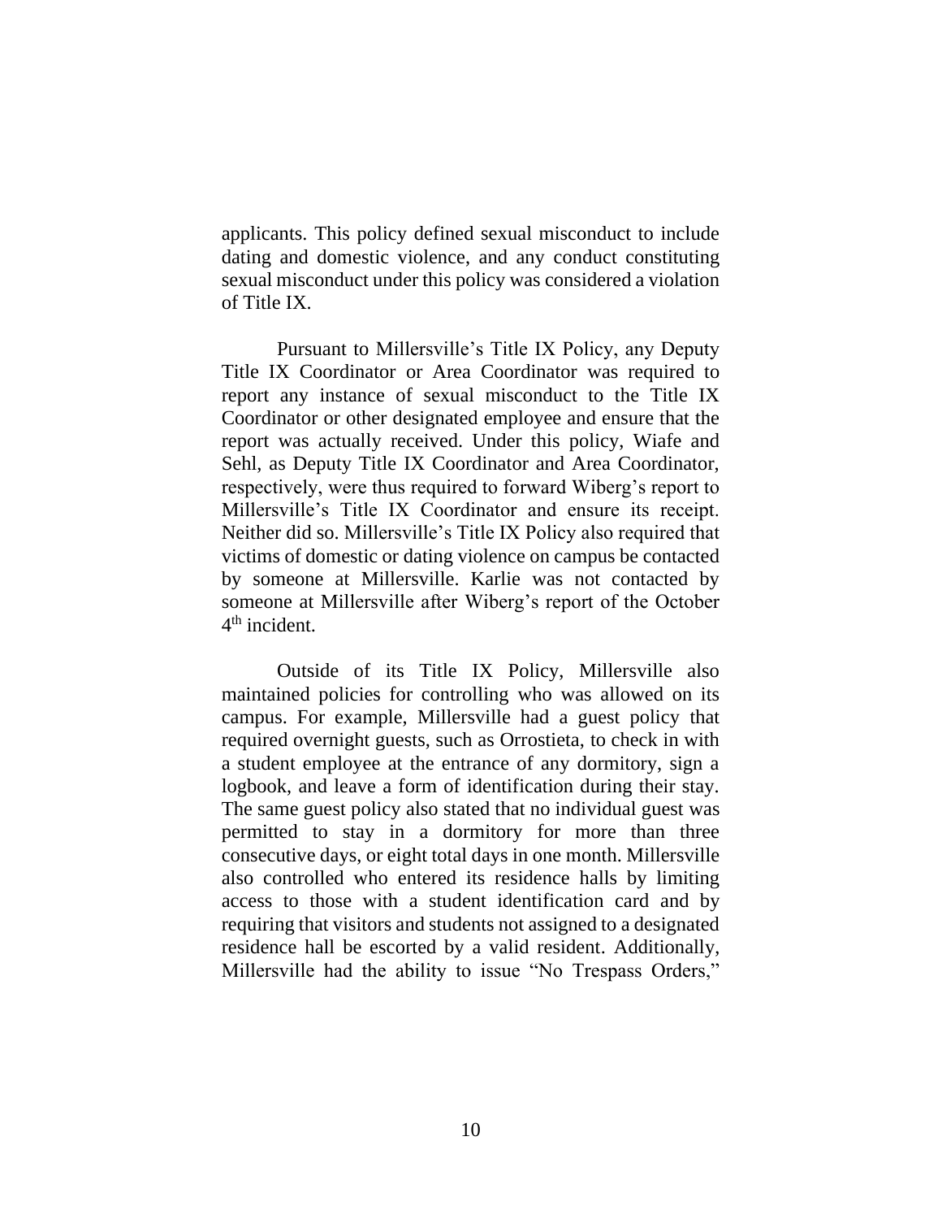applicants. This policy defined sexual misconduct to include dating and domestic violence, and any conduct constituting sexual misconduct under this policy was considered a violation of Title IX.

Pursuant to Millersville's Title IX Policy, any Deputy Title IX Coordinator or Area Coordinator was required to report any instance of sexual misconduct to the Title IX Coordinator or other designated employee and ensure that the report was actually received. Under this policy, Wiafe and Sehl, as Deputy Title IX Coordinator and Area Coordinator, respectively, were thus required to forward Wiberg's report to Millersville's Title IX Coordinator and ensure its receipt. Neither did so. Millersville's Title IX Policy also required that victims of domestic or dating violence on campus be contacted by someone at Millersville. Karlie was not contacted by someone at Millersville after Wiberg's report of the October 4th incident.

Outside of its Title IX Policy, Millersville also maintained policies for controlling who was allowed on its campus. For example, Millersville had a guest policy that required overnight guests, such as Orrostieta, to check in with a student employee at the entrance of any dormitory, sign a logbook, and leave a form of identification during their stay. The same guest policy also stated that no individual guest was permitted to stay in a dormitory for more than three consecutive days, or eight total days in one month. Millersville also controlled who entered its residence halls by limiting access to those with a student identification card and by requiring that visitors and students not assigned to a designated residence hall be escorted by a valid resident. Additionally, Millersville had the ability to issue "No Trespass Orders,"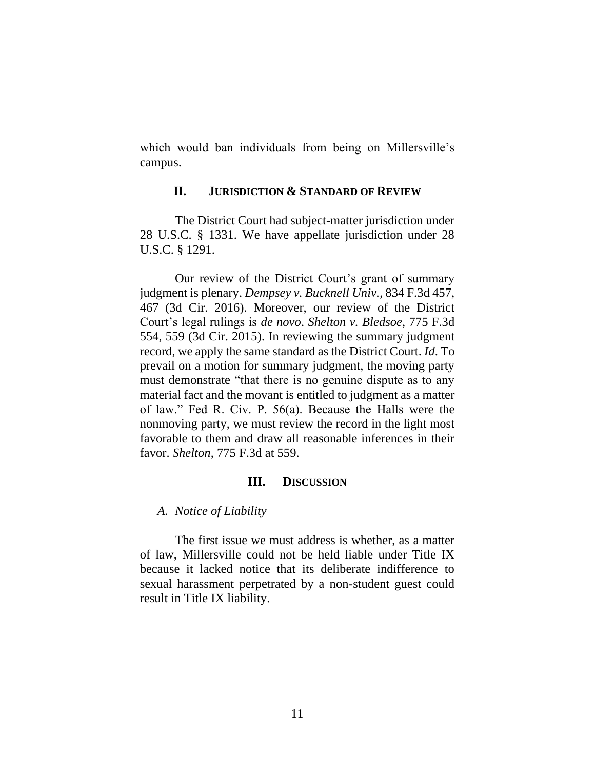which would ban individuals from being on Millersville's campus.

## II. JURISDICTION & STANDARD OF REVIEW

The District Court had subject-matter jurisdiction under 28 U.S.C. § 1331. We have appellate jurisdiction under 28 U.S.C. § 1291.

Our review of the District Court's grant of summary judgment is plenary. *Dempsey v. Bucknell Univ.*, 834 F.3d 457, 467 (3d Cir. 2016). Moreover, our review of the District Court's legal rulings is *de novo*. *Shelton v. Bledsoe*, 775 F.3d 554, 559 (3d Cir. 2015). In reviewing the summary judgment record, we apply the same standard as the District Court. *Id*. To prevail on a motion for summary judgment, the moving party must demonstrate "that there is no genuine dispute as to any material fact and the movant is entitled to judgment as a matter of law." Fed R. Civ. P. 56(a). Because the Halls were the nonmoving party, we must review the record in the light most favorable to them and draw all reasonable inferences in their favor. *Shelton*, 775 F.3d at 559.

## III. DISCUSSION

### *A. Notice of Liability*

The first issue we must address is whether, as a matter of law, Millersville could not be held liable under Title IX because it lacked notice that its deliberate indifference to sexual harassment perpetrated by a non-student guest could result in Title IX liability.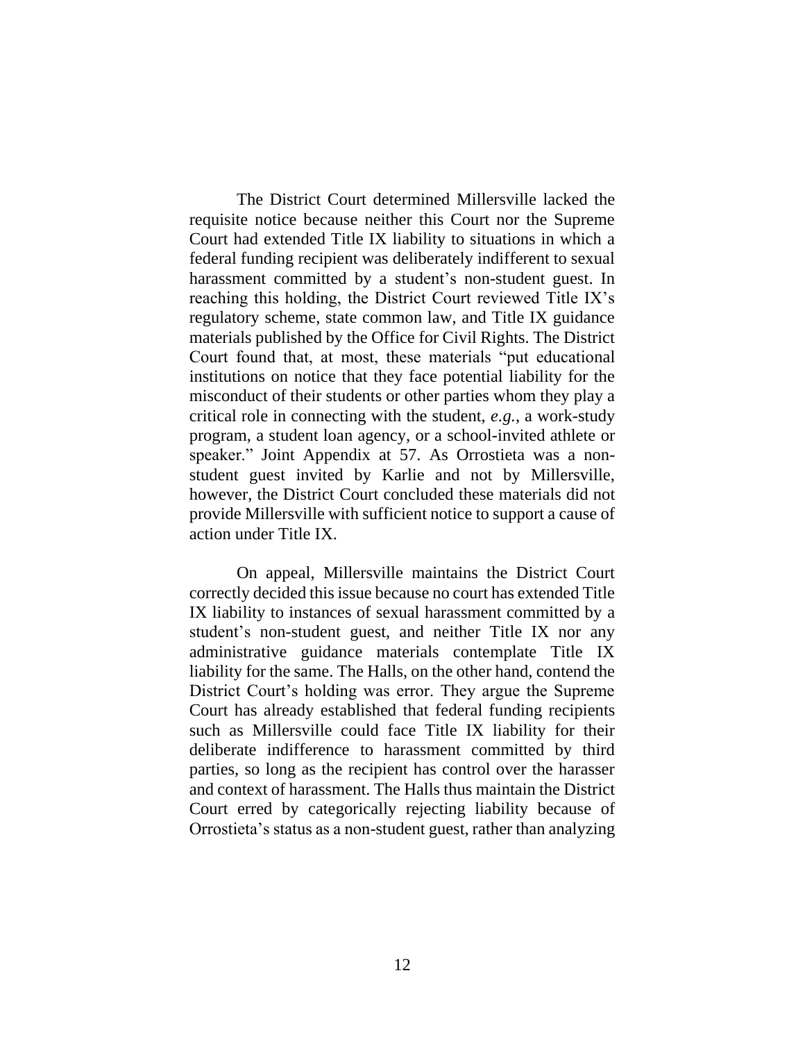The District Court determined Millersville lacked the requisite notice because neither this Court nor the Supreme Court had extended Title IX liability to situations in which a federal funding recipient was deliberately indifferent to sexual harassment committed by a student's non-student guest. In reaching this holding, the District Court reviewed Title IX's regulatory scheme, state common law, and Title IX guidance materials published by the Office for Civil Rights. The District Court found that, at most, these materials "put educational institutions on notice that they face potential liability for the misconduct of their students or other parties whom they play a critical role in connecting with the student, *e.g.*, a work-study program, a student loan agency, or a school-invited athlete or speaker." Joint Appendix at 57. As Orrostieta was a non-student guest invited by Karlie and not by Millersville, however, the District Court concluded these materials did not provide Millersville with sufficient notice to support a cause of action under Title IX.

On appeal, Millersville maintains the District Court correctly decided this issue because no court has extended Title IX liability to instances of sexual harassment committed by a student's non-student guest, and neither Title IX nor any administrative guidance materials contemplate Title IX liability for the same. The Halls, on the other hand, contend the District Court's holding was error. They argue the Supreme Court has already established that federal funding recipients such as Millersville could face Title IX liability for their deliberate indifference to harassment committed by third parties, so long as the recipient has control over the harasser and context of harassment. The Halls thus maintain the District Court erred by categorically rejecting liability because of Orrostieta's status as a non-student guest, rather than analyzing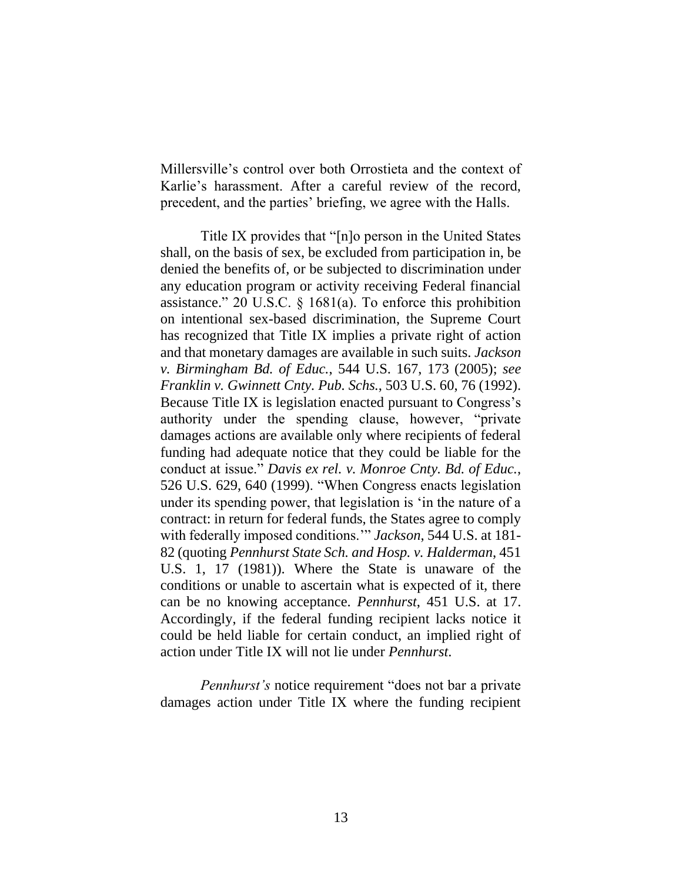Millersville's control over both Orrostieta and the context of Karlie's harassment. After a careful review of the record, precedent, and the parties' briefing, we agree with the Halls.

Title IX provides that "[n]o person in the United States shall, on the basis of sex, be excluded from participation in, be denied the benefits of, or be subjected to discrimination under any education program or activity receiving Federal financial assistance." 20 U.S.C. § 1681(a). To enforce this prohibition on intentional sex-based discrimination, the Supreme Court has recognized that Title IX implies a private right of action and that monetary damages are available in such suits. *Jackson v. Birmingham Bd. of Educ.*, 544 U.S. 167, 173 (2005); *see Franklin v. Gwinnett Cnty. Pub. Schs.*, 503 U.S. 60, 76 (1992). Because Title IX is legislation enacted pursuant to Congress's authority under the spending clause, however, "private damages actions are available only where recipients of federal funding had adequate notice that they could be liable for the conduct at issue." *Davis ex rel. v. Monroe Cnty. Bd. of Educ.*, 526 U.S. 629, 640 (1999). "When Congress enacts legislation under its spending power, that legislation is 'in the nature of a contract: in return for federal funds, the States agree to comply with federally imposed conditions.'" *Jackson*, 544 U.S. at 181-82 (quoting *Pennhurst State Sch. and Hosp. v. Halderman*, 451 U.S. 1, 17 (1981)). Where the State is unaware of the conditions or unable to ascertain what is expected of it, there can be no knowing acceptance. *Pennhurst*, 451 U.S. at 17. Accordingly, if the federal funding recipient lacks notice it could be held liable for certain conduct, an implied right of action under Title IX will not lie under *Pennhurst*.

*Pennhurst's* notice requirement "does not bar a private damages action under Title IX where the funding recipient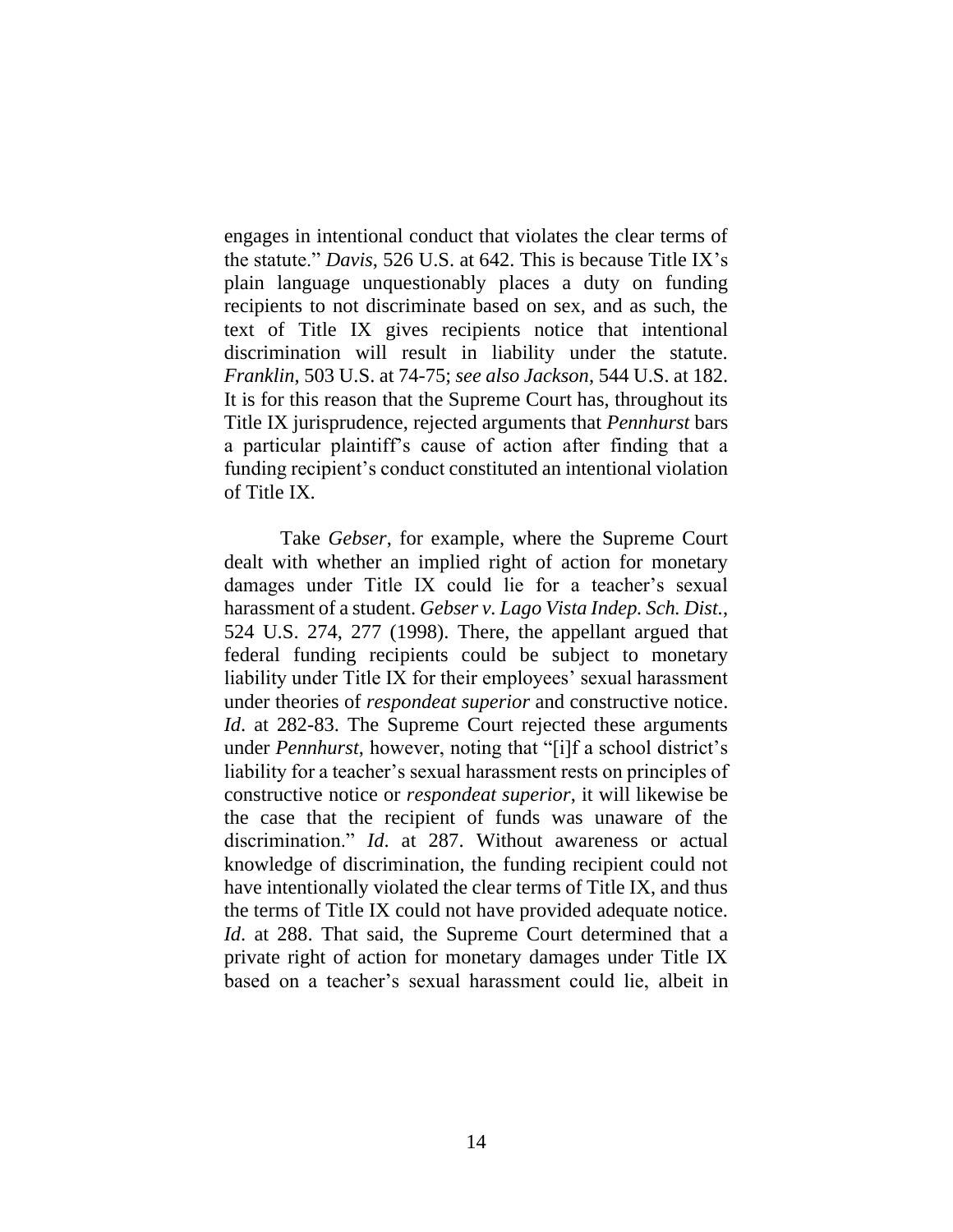engages in intentional conduct that violates the clear terms of the statute." *Davis*, 526 U.S. at 642. This is because Title IX's plain language unquestionably places a duty on funding recipients to not discriminate based on sex, and as such, the text of Title IX gives recipients notice that intentional discrimination will result in liability under the statute. *Franklin*, 503 U.S. at 74-75; *see also Jackson*, 544 U.S. at 182. It is for this reason that the Supreme Court has, throughout its Title IX jurisprudence, rejected arguments that *Pennhurst* bars a particular plaintiff's cause of action after finding that a funding recipient's conduct constituted an intentional violation of Title IX.

Take *Gebser*, for example, where the Supreme Court dealt with whether an implied right of action for monetary damages under Title IX could lie for a teacher's sexual harassment of a student. *Gebser v. Lago Vista Indep. Sch. Dist.*, 524 U.S. 274, 277 (1998). There, the appellant argued that federal funding recipients could be subject to monetary liability under Title IX for their employees' sexual harassment under theories of *respondeat superior* and constructive notice. *Id*. at 282-83. The Supreme Court rejected these arguments under *Pennhurst*, however, noting that "[i]f a school district's liability for a teacher's sexual harassment rests on principles of constructive notice or *respondeat superior*, it will likewise be the case that the recipient of funds was unaware of the discrimination." *Id*. at 287. Without awareness or actual knowledge of discrimination, the funding recipient could not have intentionally violated the clear terms of Title IX, and thus the terms of Title IX could not have provided adequate notice. *Id*. at 288. That said, the Supreme Court determined that a private right of action for monetary damages under Title IX based on a teacher's sexual harassment could lie, albeit in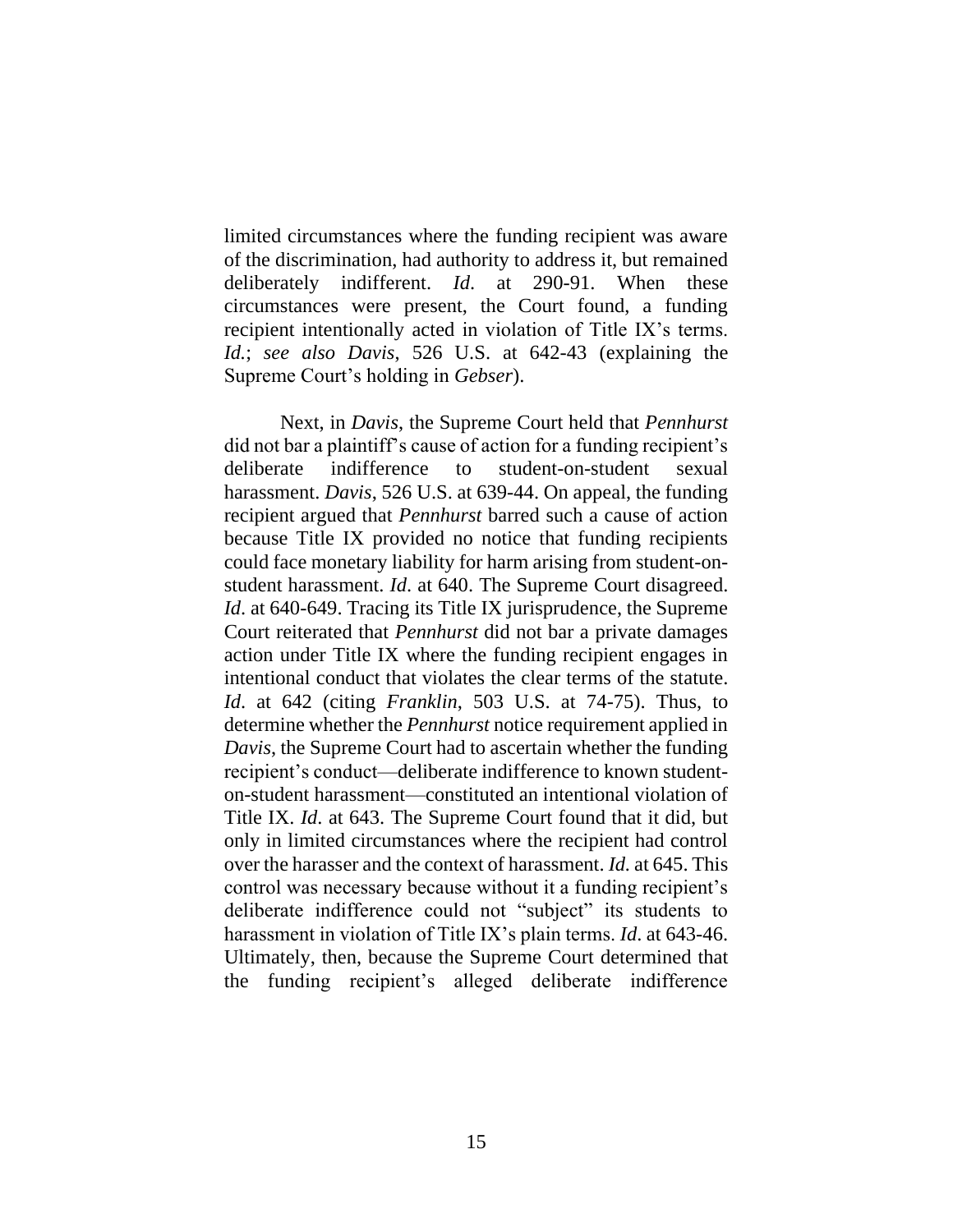limited circumstances where the funding recipient was aware of the discrimination, had authority to address it, but remained deliberately indifferent. *Id*. at 290-91. When these circumstances were present, the Court found, a funding recipient intentionally acted in violation of Title IX's terms. *Id.*; *see also Davis*, 526 U.S. at 642-43 (explaining the Supreme Court's holding in *Gebser*).

Next, in *Davis*, the Supreme Court held that *Pennhurst* did not bar a plaintiff's cause of action for a funding recipient's deliberate indifference to student-on-student sexual harassment. *Davis*, 526 U.S. at 639-44. On appeal, the funding recipient argued that *Pennhurst* barred such a cause of action because Title IX provided no notice that funding recipients could face monetary liability for harm arising from student-on-student harassment. *Id*. at 640. The Supreme Court disagreed. *Id*. at 640-649. Tracing its Title IX jurisprudence, the Supreme Court reiterated that *Pennhurst* did not bar a private damages action under Title IX where the funding recipient engages in intentional conduct that violates the clear terms of the statute. *Id*. at 642 (citing *Franklin*, 503 U.S. at 74-75). Thus, to determine whether the *Pennhurst* notice requirement applied in *Davis*, the Supreme Court had to ascertain whether the funding recipient's conduct—deliberate indifference to known student-on-student harassment—constituted an intentional violation of Title IX. *Id*. at 643. The Supreme Court found that it did, but only in limited circumstances where the recipient had control over the harasser and the context of harassment. *Id*. at 645. This control was necessary because without it a funding recipient's deliberate indifference could not "subject" its students to harassment in violation of Title IX's plain terms. *Id*. at 643-46. Ultimately, then, because the Supreme Court determined that the funding recipient's alleged deliberate indifference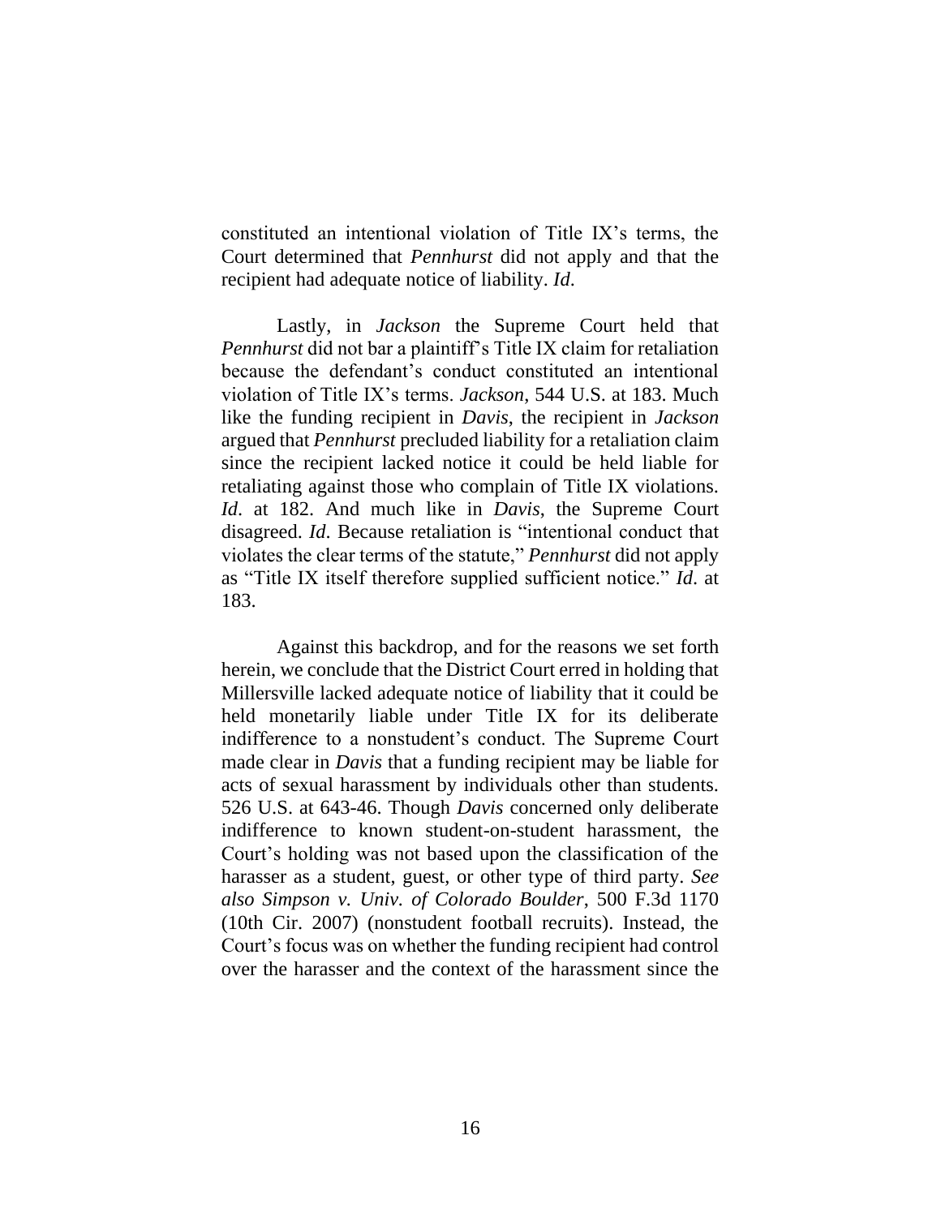constituted an intentional violation of Title IX's terms, the Court determined that *Pennhurst* did not apply and that the recipient had adequate notice of liability. *Id*.

Lastly, in *Jackson* the Supreme Court held that *Pennhurst* did not bar a plaintiff's Title IX claim for retaliation because the defendant's conduct constituted an intentional violation of Title IX's terms. *Jackson*, 544 U.S. at 183. Much like the funding recipient in *Davis*, the recipient in *Jackson* argued that *Pennhurst* precluded liability for a retaliation claim since the recipient lacked notice it could be held liable for retaliating against those who complain of Title IX violations. *Id*. at 182. And much like in *Davis*, the Supreme Court disagreed. *Id*. Because retaliation is "intentional conduct that violates the clear terms of the statute," *Pennhurst* did not apply as "Title IX itself therefore supplied sufficient notice." *Id*. at 183.

Against this backdrop, and for the reasons we set forth herein, we conclude that the District Court erred in holding that Millersville lacked adequate notice of liability that it could be held monetarily liable under Title IX for its deliberate indifference to a nonstudent's conduct. The Supreme Court made clear in *Davis* that a funding recipient may be liable for acts of sexual harassment by individuals other than students. 526 U.S. at 643-46. Though *Davis* concerned only deliberate indifference to known student-on-student harassment, the Court's holding was not based upon the classification of the harasser as a student, guest, or other type of third party. *See also Simpson v. Univ. of Colorado Boulder*, 500 F.3d 1170 (10th Cir. 2007) (nonstudent football recruits). Instead, the Court's focus was on whether the funding recipient had control over the harasser and the context of the harassment since the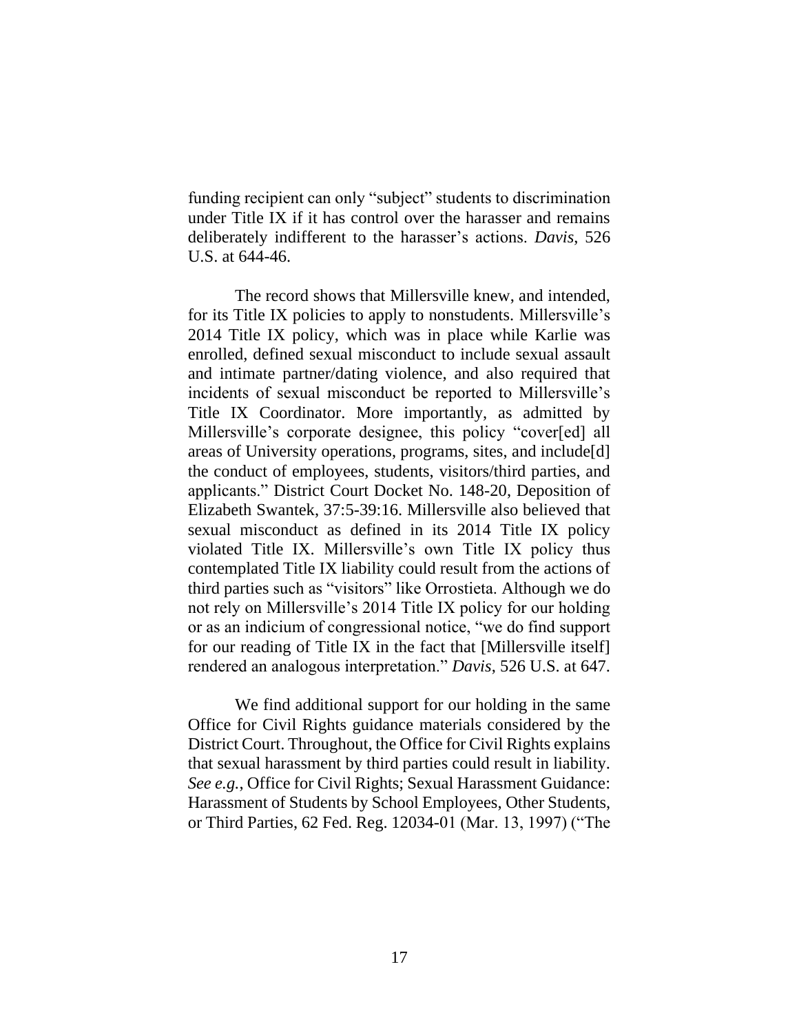funding recipient can only "subject" students to discrimination under Title IX if it has control over the harasser and remains deliberately indifferent to the harasser's actions. *Davis*, 526 U.S. at 644-46.

The record shows that Millersville knew, and intended, for its Title IX policies to apply to nonstudents. Millersville's 2014 Title IX policy, which was in place while Karlie was enrolled, defined sexual misconduct to include sexual assault and intimate partner/dating violence, and also required that incidents of sexual misconduct be reported to Millersville's Title IX Coordinator. More importantly, as admitted by Millersville's corporate designee, this policy "cover[ed] all areas of University operations, programs, sites, and include[d] the conduct of employees, students, visitors/third parties, and applicants." District Court Docket No. 148-20, Deposition of Elizabeth Swantek, 37:5-39:16. Millersville also believed that sexual misconduct as defined in its 2014 Title IX policy violated Title IX. Millersville's own Title IX policy thus contemplated Title IX liability could result from the actions of third parties such as "visitors" like Orrostieta. Although we do not rely on Millersville's 2014 Title IX policy for our holding or as an indicium of congressional notice, "we do find support for our reading of Title IX in the fact that [Millersville itself] rendered an analogous interpretation." *Davis*, 526 U.S. at 647.

We find additional support for our holding in the same Office for Civil Rights guidance materials considered by the District Court. Throughout, the Office for Civil Rights explains that sexual harassment by third parties could result in liability. *See e.g.*, Office for Civil Rights; Sexual Harassment Guidance: Harassment of Students by School Employees, Other Students, or Third Parties, 62 Fed. Reg. 12034-01 (Mar. 13, 1997) ("The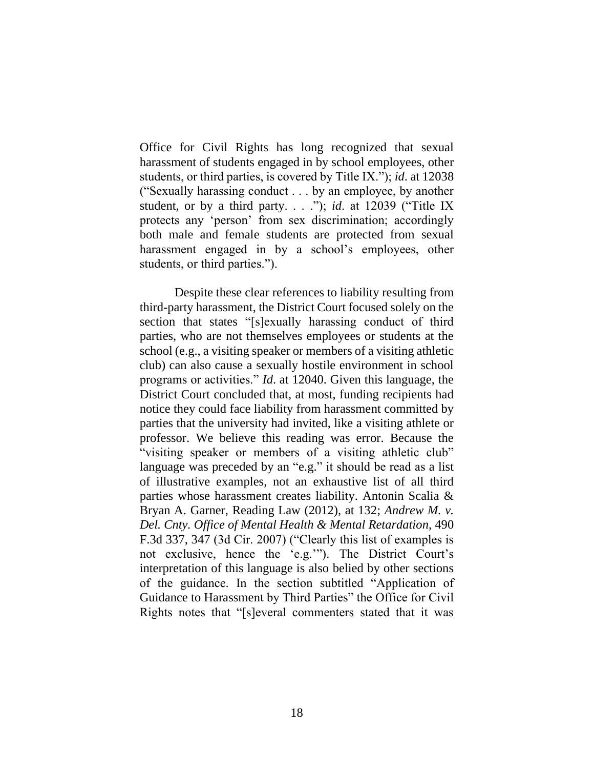Office for Civil Rights has long recognized that sexual harassment of students engaged in by school employees, other students, or third parties, is covered by Title IX."); *id*. at 12038 ("Sexually harassing conduct . . . by an employee, by another student, or by a third party. . . ."); *id*. at 12039 ("Title IX protects any 'person' from sex discrimination; accordingly both male and female students are protected from sexual harassment engaged in by a school's employees, other students, or third parties.").

Despite these clear references to liability resulting from third-party harassment, the District Court focused solely on the section that states "[s]exually harassing conduct of third parties, who are not themselves employees or students at the school (e.g., a visiting speaker or members of a visiting athletic club) can also cause a sexually hostile environment in school programs or activities." *Id*. at 12040. Given this language, the District Court concluded that, at most, funding recipients had notice they could face liability from harassment committed by parties that the university had invited, like a visiting athlete or professor. We believe this reading was error. Because the "visiting speaker or members of a visiting athletic club" language was preceded by an "e.g." it should be read as a list of illustrative examples, not an exhaustive list of all third parties whose harassment creates liability. Antonin Scalia & Bryan A. Garner, Reading Law (2012), at 132; *Andrew M. v. Del. Cnty. Office of Mental Health & Mental Retardation*, 490 F.3d 337, 347 (3d Cir. 2007) ("Clearly this list of examples is not exclusive, hence the 'e.g.'"). The District Court's interpretation of this language is also belied by other sections of the guidance. In the section subtitled "Application of Guidance to Harassment by Third Parties" the Office for Civil Rights notes that "[s]everal commenters stated that it was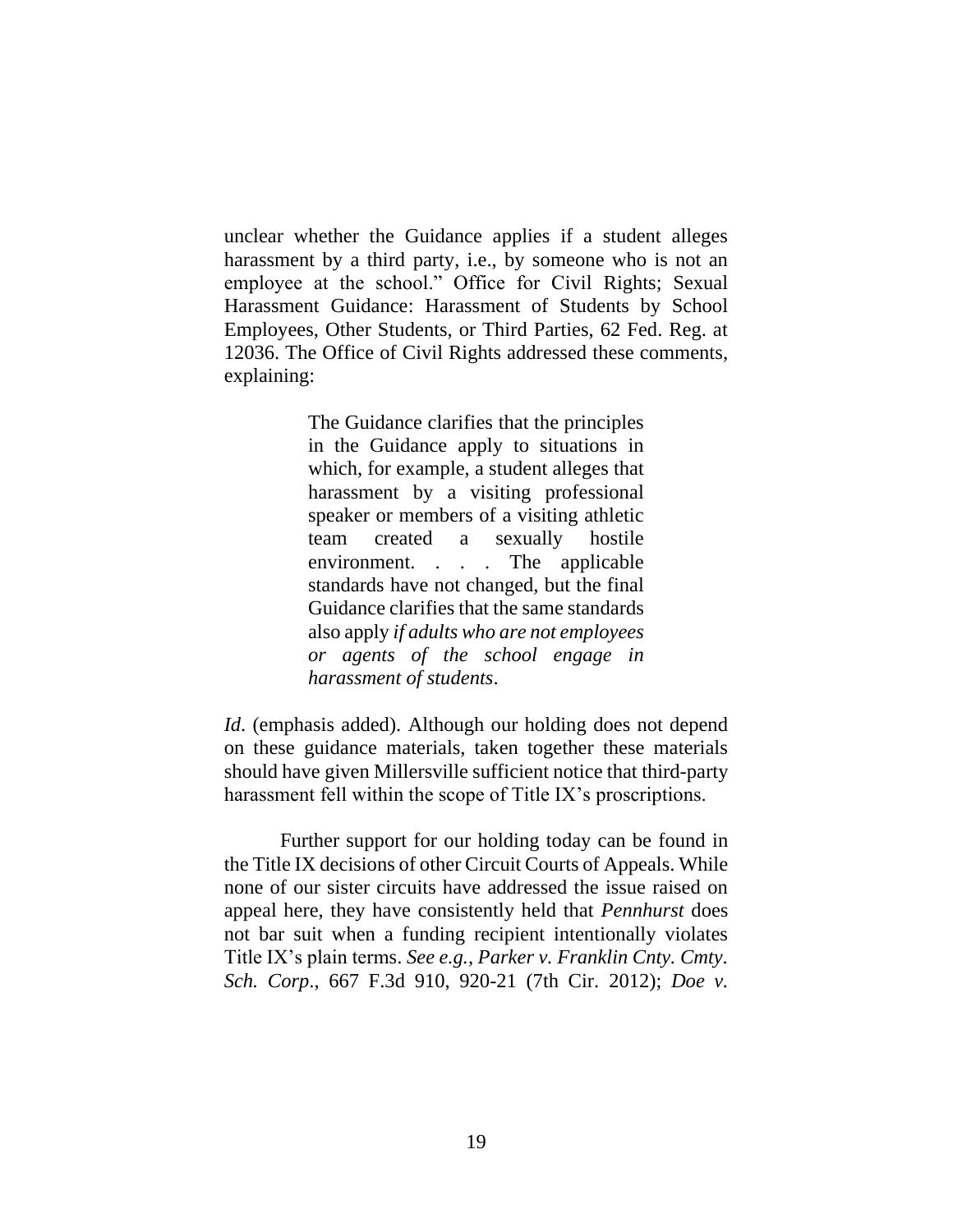unclear whether the Guidance applies if a student alleges harassment by a third party, i.e., by someone who is not an employee at the school." Office for Civil Rights; Sexual Harassment Guidance: Harassment of Students by School Employees, Other Students, or Third Parties, 62 Fed. Reg. at 12036. The Office of Civil Rights addressed these comments, explaining:

> The Guidance clarifies that the principles in the Guidance apply to situations in which, for example, a student alleges that harassment by a visiting professional speaker or members of a visiting athletic team created a sexually hostile environment. . . . The applicable standards have not changed, but the final Guidance clarifies that the same standards also apply *if adults who are not employees or agents of the school engage in harassment of students*.

*Id*. (emphasis added). Although our holding does not depend on these guidance materials, taken together these materials should have given Millersville sufficient notice that third-party harassment fell within the scope of Title IX's proscriptions.

Further support for our holding today can be found in the Title IX decisions of other Circuit Courts of Appeals. While none of our sister circuits have addressed the issue raised on appeal here, they have consistently held that *Pennhurst* does not bar suit when a funding recipient intentionally violates Title IX's plain terms. *See e.g.*, *Parker v. Franklin Cnty. Cmty. Sch. Corp*., 667 F.3d 910, 920-21 (7th Cir. 2012); *Doe v.*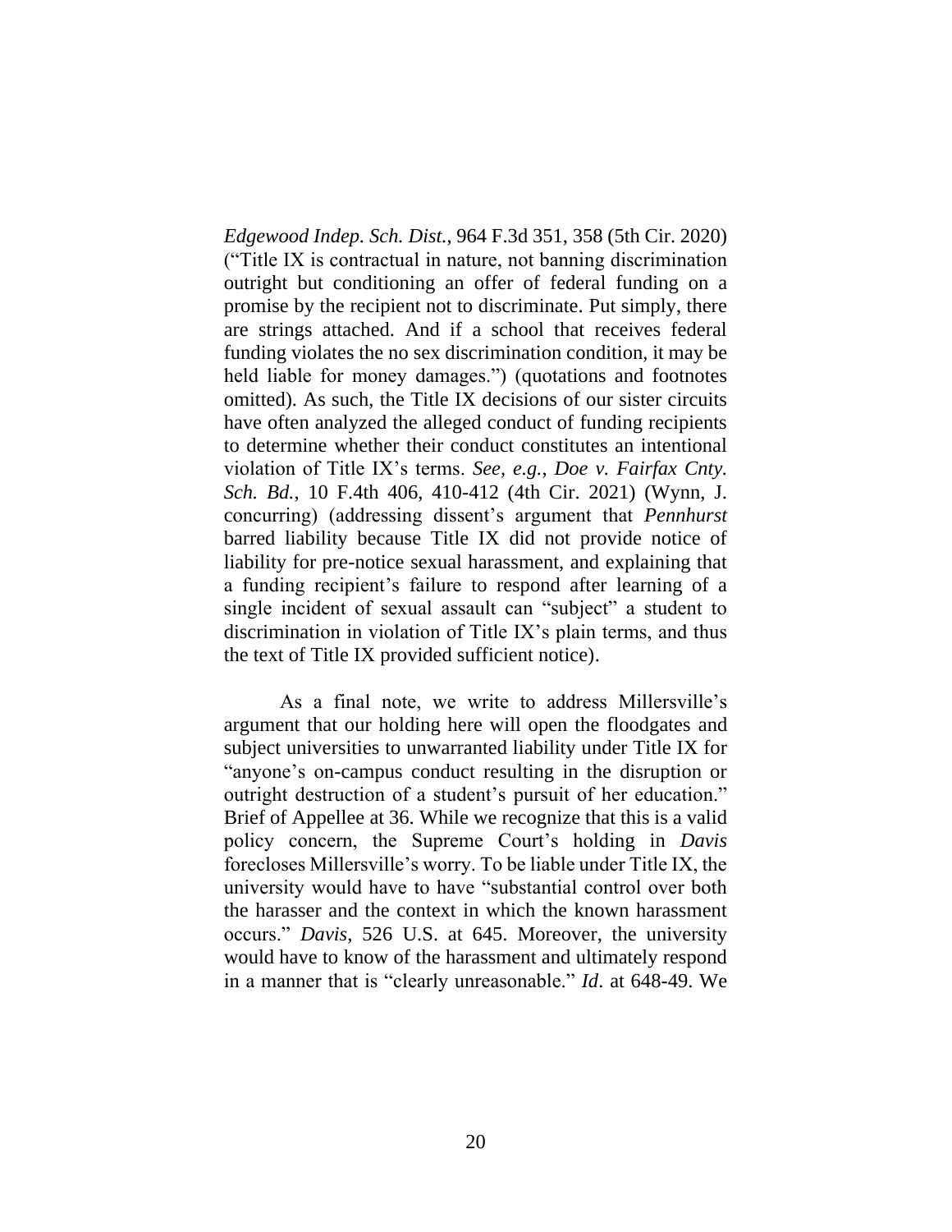*Edgewood Indep. Sch. Dist.*, 964 F.3d 351, 358 (5th Cir. 2020) ("Title IX is contractual in nature, not banning discrimination outright but conditioning an offer of federal funding on a promise by the recipient not to discriminate. Put simply, there are strings attached. And if a school that receives federal funding violates the no sex discrimination condition, it may be held liable for money damages.") (quotations and footnotes omitted). As such, the Title IX decisions of our sister circuits have often analyzed the alleged conduct of funding recipients to determine whether their conduct constitutes an intentional violation of Title IX's terms. *See, e.g.*, *Doe v. Fairfax Cnty. Sch. Bd.*, 10 F.4th 406, 410-412 (4th Cir. 2021) (Wynn, J. concurring) (addressing dissent's argument that *Pennhurst* barred liability because Title IX did not provide notice of liability for pre-notice sexual harassment, and explaining that a funding recipient's failure to respond after learning of a single incident of sexual assault can "subject" a student to discrimination in violation of Title IX's plain terms, and thus the text of Title IX provided sufficient notice).

As a final note, we write to address Millersville's argument that our holding here will open the floodgates and subject universities to unwarranted liability under Title IX for "anyone's on-campus conduct resulting in the disruption or outright destruction of a student's pursuit of her education." Brief of Appellee at 36. While we recognize that this is a valid policy concern, the Supreme Court's holding in *Davis* forecloses Millersville's worry. To be liable under Title IX, the university would have to have "substantial control over both the harasser and the context in which the known harassment occurs." *Davis*, 526 U.S. at 645. Moreover, the university would have to know of the harassment and ultimately respond in a manner that is "clearly unreasonable." *Id*. at 648-49. We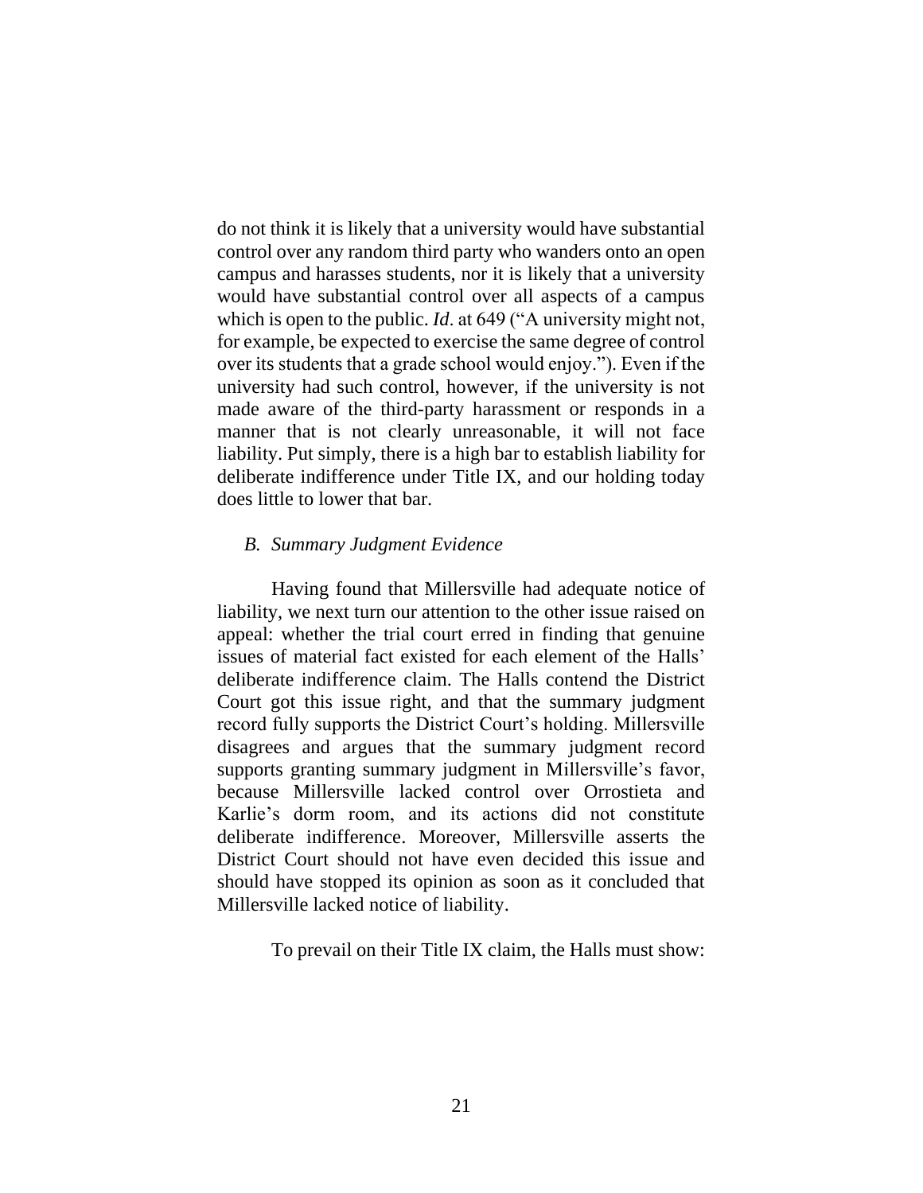do not think it is likely that a university would have substantial control over any random third party who wanders onto an open campus and harasses students, nor it is likely that a university would have substantial control over all aspects of a campus which is open to the public. *Id*. at 649 ("A university might not, for example, be expected to exercise the same degree of control over its students that a grade school would enjoy."). Even if the university had such control, however, if the university is not made aware of the third-party harassment or responds in a manner that is not clearly unreasonable, it will not face liability. Put simply, there is a high bar to establish liability for deliberate indifference under Title IX, and our holding today does little to lower that bar.

### *B. Summary Judgment Evidence*

Having found that Millersville had adequate notice of liability, we next turn our attention to the other issue raised on appeal: whether the trial court erred in finding that genuine issues of material fact existed for each element of the Halls' deliberate indifference claim. The Halls contend the District Court got this issue right, and that the summary judgment record fully supports the District Court's holding. Millersville disagrees and argues that the summary judgment record supports granting summary judgment in Millersville's favor, because Millersville lacked control over Orrostieta and Karlie's dorm room, and its actions did not constitute deliberate indifference. Moreover, Millersville asserts the District Court should not have even decided this issue and should have stopped its opinion as soon as it concluded that Millersville lacked notice of liability.

To prevail on their Title IX claim, the Halls must show: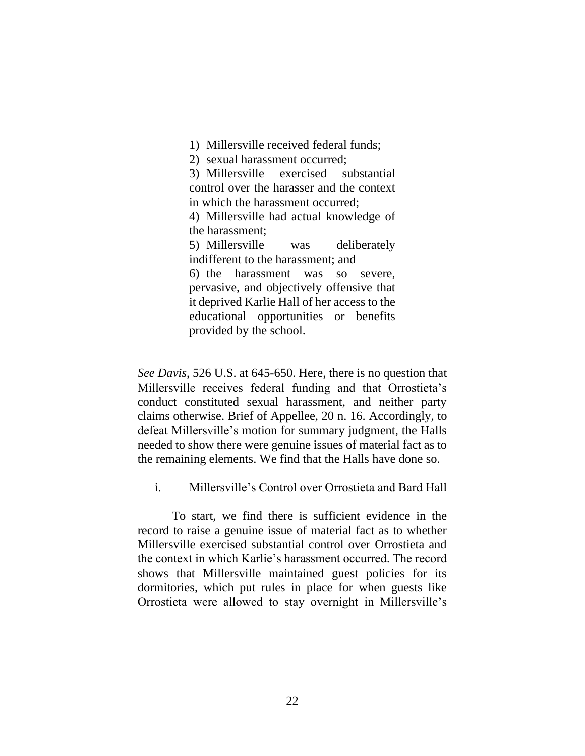> 1) Millersville received federal funds;
> 2) sexual harassment occurred;
> 3) Millersville exercised substantial control over the harasser and the context in which the harassment occurred;
> 4) Millersville had actual knowledge of the harassment;
> 5) Millersville was deliberately indifferent to the harassment; and
> 6) the harassment was so severe, pervasive, and objectively offensive that it deprived Karlie Hall of her access to the educational opportunities or benefits provided by the school.

*See Davis*, 526 U.S. at 645-650. Here, there is no question that Millersville receives federal funding and that Orrostieta's conduct constituted sexual harassment, and neither party claims otherwise. Brief of Appellee, 20 n. 16. Accordingly, to defeat Millersville's motion for summary judgment, the Halls needed to show there were genuine issues of material fact as to the remaining elements. We find that the Halls have done so.

i. Millersville's Control over Orrostieta and Bard Hall

To start, we find there is sufficient evidence in the record to raise a genuine issue of material fact as to whether Millersville exercised substantial control over Orrostieta and the context in which Karlie's harassment occurred. The record shows that Millersville maintained guest policies for its dormitories, which put rules in place for when guests like Orrostieta were allowed to stay overnight in Millersville's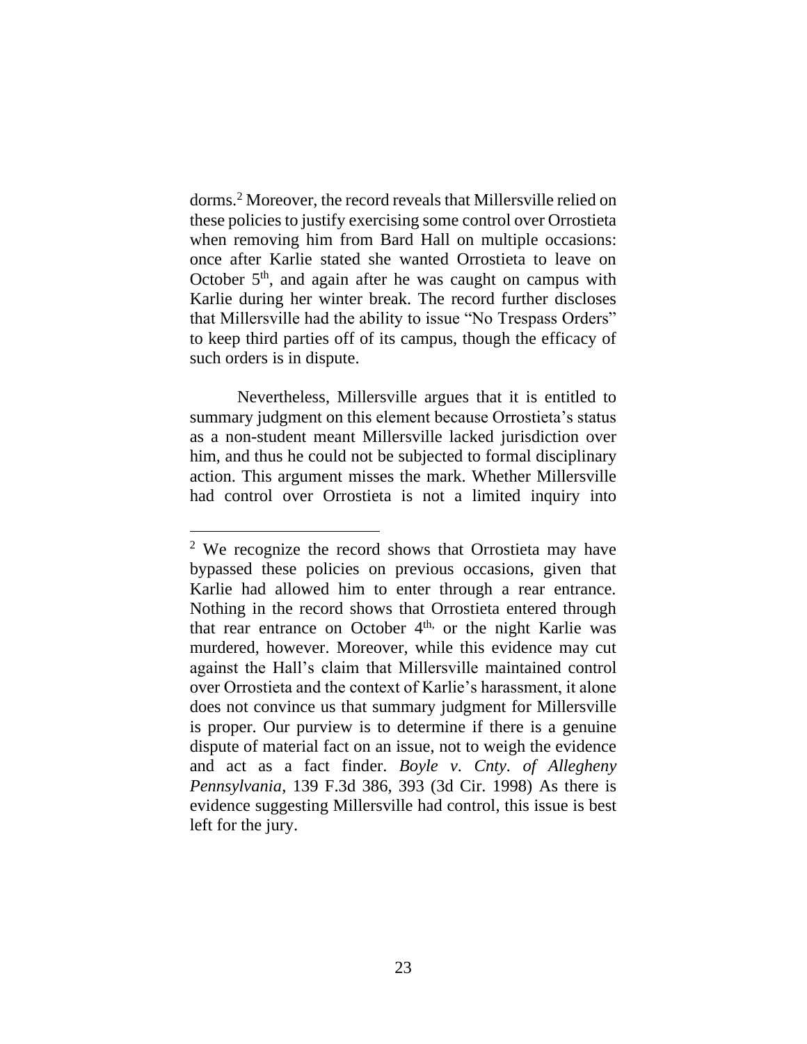dorms.[2] Moreover, the record reveals that Millersville relied on these policies to justify exercising some control over Orrostieta when removing him from Bard Hall on multiple occasions: once after Karlie stated she wanted Orrostieta to leave on October 5th, and again after he was caught on campus with Karlie during her winter break. The record further discloses that Millersville had the ability to issue "No Trespass Orders" to keep third parties off of its campus, though the efficacy of such orders is in dispute.

Nevertheless, Millersville argues that it is entitled to summary judgment on this element because Orrostieta's status as a non-student meant Millersville lacked jurisdiction over him, and thus he could not be subjected to formal disciplinary action. This argument misses the mark. Whether Millersville had control over Orrostieta is not a limited inquiry into

---

[2] We recognize the record shows that Orrostieta may have bypassed these policies on previous occasions, given that Karlie had allowed him to enter through a rear entrance. Nothing in the record shows that Orrostieta entered through that rear entrance on October 4th, or the night Karlie was murdered, however. Moreover, while this evidence may cut against the Hall's claim that Millersville maintained control over Orrostieta and the context of Karlie's harassment, it alone does not convince us that summary judgment for Millersville is proper. Our purview is to determine if there is a genuine dispute of material fact on an issue, not to weigh the evidence and act as a fact finder. *Boyle v. Cnty. of Allegheny Pennsylvania*, 139 F.3d 386, 393 (3d Cir. 1998) As there is evidence suggesting Millersville had control, this issue is best left for the jury.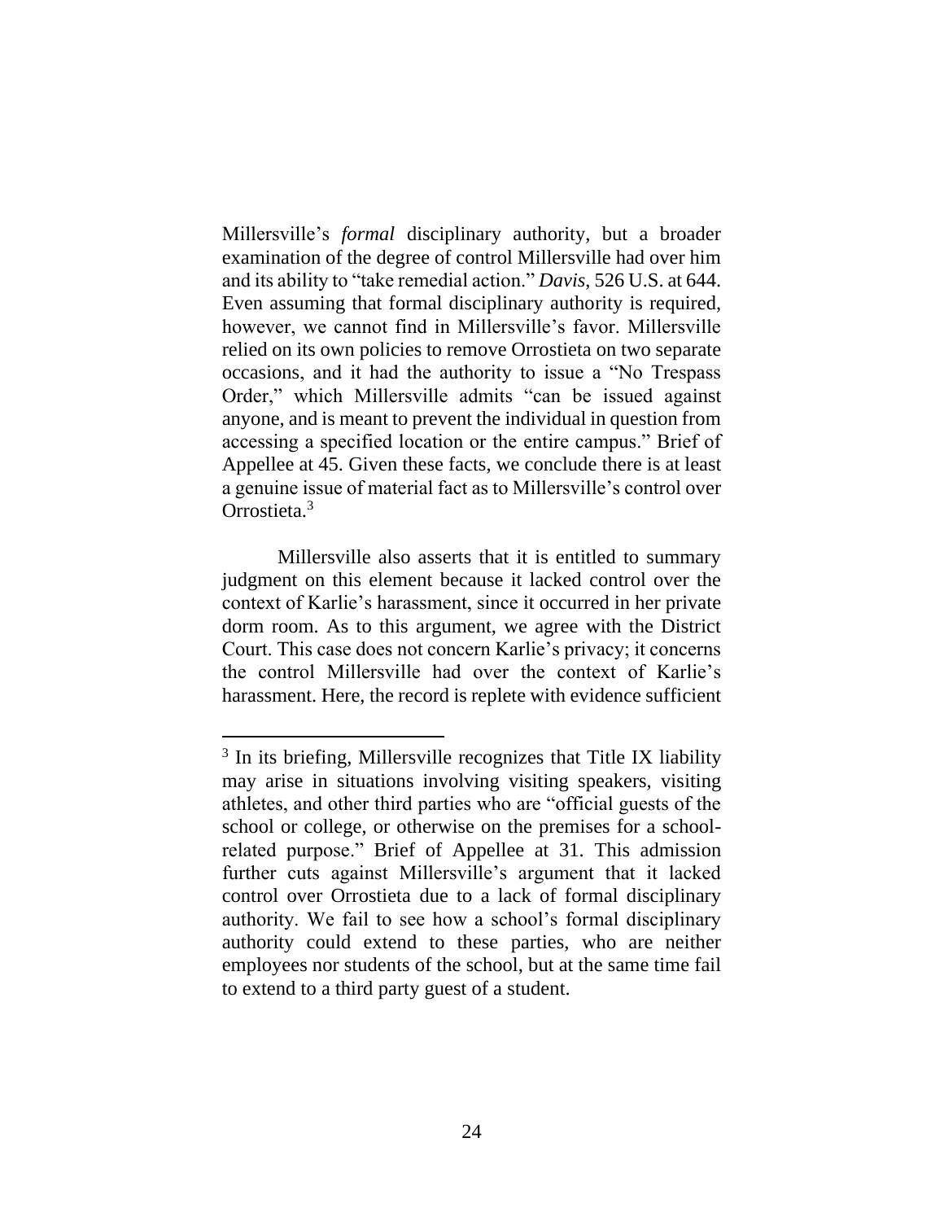Millersville's *formal* disciplinary authority, but a broader examination of the degree of control Millersville had over him and its ability to "take remedial action." *Davis*, 526 U.S. at 644. Even assuming that formal disciplinary authority is required, however, we cannot find in Millersville's favor. Millersville relied on its own policies to remove Orrostieta on two separate occasions, and it had the authority to issue a "No Trespass Order," which Millersville admits "can be issued against anyone, and is meant to prevent the individual in question from accessing a specified location or the entire campus." Brief of Appellee at 45. Given these facts, we conclude there is at least a genuine issue of material fact as to Millersville's control over Orrostieta.[3]

Millersville also asserts that it is entitled to summary judgment on this element because it lacked control over the context of Karlie's harassment, since it occurred in her private dorm room. As to this argument, we agree with the District Court. This case does not concern Karlie's privacy; it concerns the control Millersville had over the context of Karlie's harassment. Here, the record is replete with evidence sufficient

---

[3] In its briefing, Millersville recognizes that Title IX liability may arise in situations involving visiting speakers, visiting athletes, and other third parties who are "official guests of the school or college, or otherwise on the premises for a school-related purpose." Brief of Appellee at 31. This admission further cuts against Millersville's argument that it lacked control over Orrostieta due to a lack of formal disciplinary authority. We fail to see how a school's formal disciplinary authority could extend to these parties, who are neither employees nor students of the school, but at the same time fail to extend to a third party guest of a student.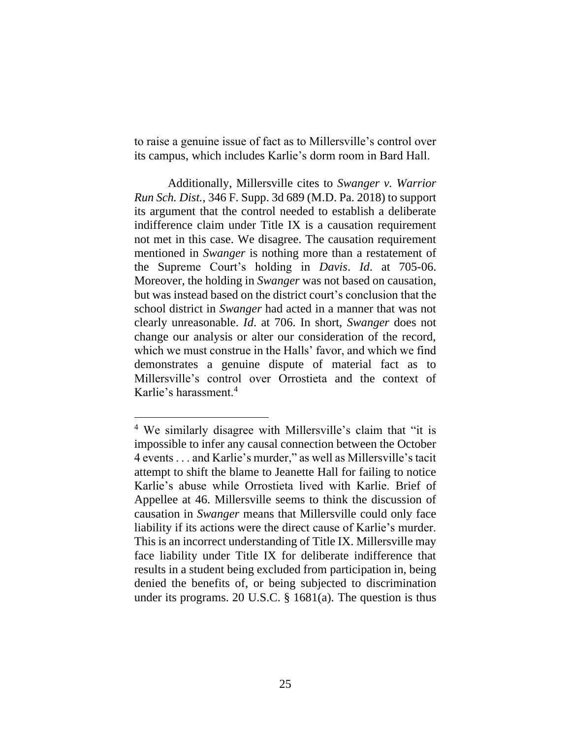to raise a genuine issue of fact as to Millersville's control over its campus, which includes Karlie's dorm room in Bard Hall.

Additionally, Millersville cites to *Swanger v. Warrior Run Sch. Dist.*, 346 F. Supp. 3d 689 (M.D. Pa. 2018) to support its argument that the control needed to establish a deliberate indifference claim under Title IX is a causation requirement not met in this case. We disagree. The causation requirement mentioned in *Swanger* is nothing more than a restatement of the Supreme Court's holding in *Davis*. *Id*. at 705-06. Moreover, the holding in *Swanger* was not based on causation, but was instead based on the district court's conclusion that the school district in *Swanger* had acted in a manner that was not clearly unreasonable. *Id*. at 706. In short, *Swanger* does not change our analysis or alter our consideration of the record, which we must construe in the Halls' favor, and which we find demonstrates a genuine dispute of material fact as to Millersville's control over Orrostieta and the context of Karlie's harassment.[4]

---

[4] We similarly disagree with Millersville's claim that "it is impossible to infer any causal connection between the October 4 events . . . and Karlie's murder," as well as Millersville's tacit attempt to shift the blame to Jeanette Hall for failing to notice Karlie's abuse while Orrostieta lived with Karlie. Brief of Appellee at 46. Millersville seems to think the discussion of causation in *Swanger* means that Millersville could only face liability if its actions were the direct cause of Karlie's murder. This is an incorrect understanding of Title IX. Millersville may face liability under Title IX for deliberate indifference that results in a student being excluded from participation in, being denied the benefits of, or being subjected to discrimination under its programs. 20 U.S.C. § 1681(a). The question is thus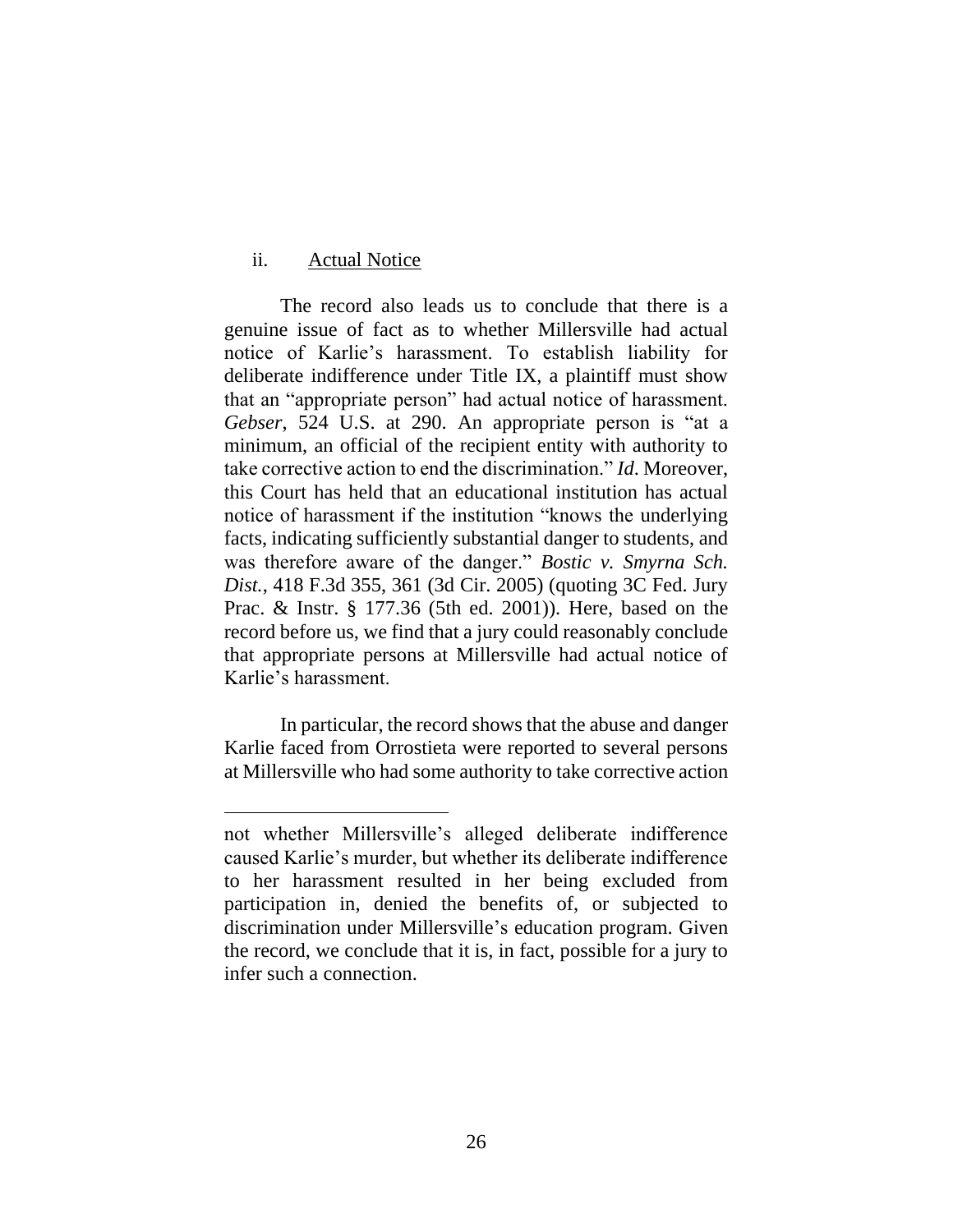ii. <u>Actual Notice</u>

The record also leads us to conclude that there is a genuine issue of fact as to whether Millersville had actual notice of Karlie's harassment. To establish liability for deliberate indifference under Title IX, a plaintiff must show that an "appropriate person" had actual notice of harassment. *Gebser*, 524 U.S. at 290. An appropriate person is "at a minimum, an official of the recipient entity with authority to take corrective action to end the discrimination." *Id*. Moreover, this Court has held that an educational institution has actual notice of harassment if the institution "knows the underlying facts, indicating sufficiently substantial danger to students, and was therefore aware of the danger." *Bostic v. Smyrna Sch. Dist.*, 418 F.3d 355, 361 (3d Cir. 2005) (quoting 3C Fed. Jury Prac. & Instr. § 177.36 (5th ed. 2001)). Here, based on the record before us, we find that a jury could reasonably conclude that appropriate persons at Millersville had actual notice of Karlie's harassment.

In particular, the record shows that the abuse and danger Karlie faced from Orrostieta were reported to several persons at Millersville who had some authority to take corrective action

---

not whether Millersville's alleged deliberate indifference caused Karlie's murder, but whether its deliberate indifference to her harassment resulted in her being excluded from participation in, denied the benefits of, or subjected to discrimination under Millersville's education program. Given the record, we conclude that it is, in fact, possible for a jury to infer such a connection.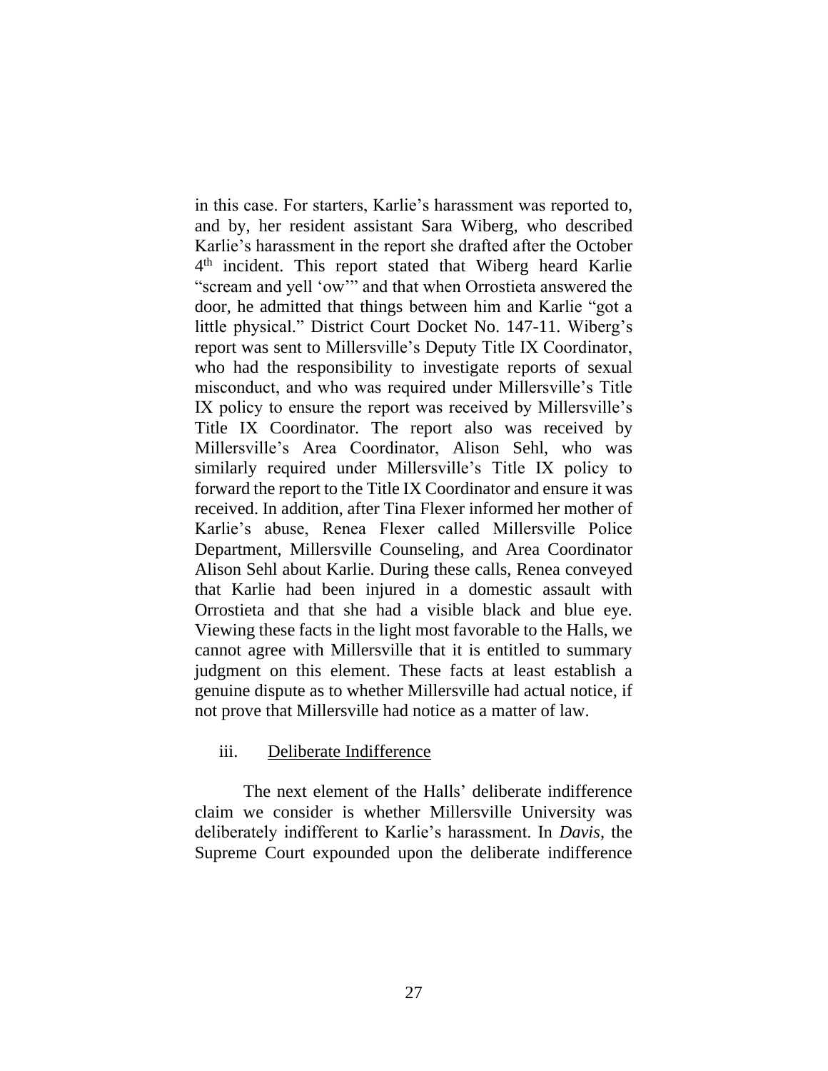in this case. For starters, Karlie's harassment was reported to, and by, her resident assistant Sara Wiberg, who described Karlie's harassment in the report she drafted after the October 4th incident. This report stated that Wiberg heard Karlie "scream and yell 'ow'" and that when Orrostieta answered the door, he admitted that things between him and Karlie "got a little physical." District Court Docket No. 147-11. Wiberg's report was sent to Millersville's Deputy Title IX Coordinator, who had the responsibility to investigate reports of sexual misconduct, and who was required under Millersville's Title IX policy to ensure the report was received by Millersville's Title IX Coordinator. The report also was received by Millersville's Area Coordinator, Alison Sehl, who was similarly required under Millersville's Title IX policy to forward the report to the Title IX Coordinator and ensure it was received. In addition, after Tina Flexer informed her mother of Karlie's abuse, Renea Flexer called Millersville Police Department, Millersville Counseling, and Area Coordinator Alison Sehl about Karlie. During these calls, Renea conveyed that Karlie had been injured in a domestic assault with Orrostieta and that she had a visible black and blue eye. Viewing these facts in the light most favorable to the Halls, we cannot agree with Millersville that it is entitled to summary judgment on this element. These facts at least establish a genuine dispute as to whether Millersville had actual notice, if not prove that Millersville had notice as a matter of law.

iii. Deliberate Indifference

The next element of the Halls' deliberate indifference claim we consider is whether Millersville University was deliberately indifferent to Karlie's harassment. In *Davis*, the Supreme Court expounded upon the deliberate indifference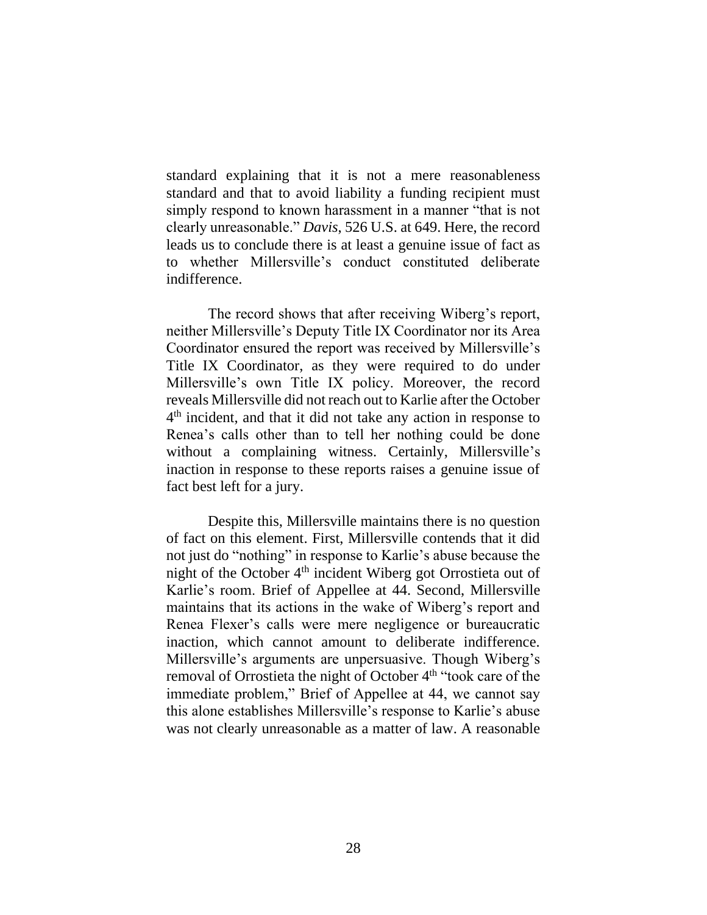standard explaining that it is not a mere reasonableness standard and that to avoid liability a funding recipient must simply respond to known harassment in a manner "that is not clearly unreasonable." *Davis*, 526 U.S. at 649. Here, the record leads us to conclude there is at least a genuine issue of fact as to whether Millersville's conduct constituted deliberate indifference.

The record shows that after receiving Wiberg's report, neither Millersville's Deputy Title IX Coordinator nor its Area Coordinator ensured the report was received by Millersville's Title IX Coordinator, as they were required to do under Millersville's own Title IX policy. Moreover, the record reveals Millersville did not reach out to Karlie after the October 4th incident, and that it did not take any action in response to Renea's calls other than to tell her nothing could be done without a complaining witness. Certainly, Millersville's inaction in response to these reports raises a genuine issue of fact best left for a jury.

Despite this, Millersville maintains there is no question of fact on this element. First, Millersville contends that it did not just do "nothing" in response to Karlie's abuse because the night of the October 4th incident Wiberg got Orrostieta out of Karlie's room. Brief of Appellee at 44. Second, Millersville maintains that its actions in the wake of Wiberg's report and Renea Flexer's calls were mere negligence or bureaucratic inaction, which cannot amount to deliberate indifference. Millersville's arguments are unpersuasive. Though Wiberg's removal of Orrostieta the night of October 4th "took care of the immediate problem," Brief of Appellee at 44, we cannot say this alone establishes Millersville's response to Karlie's abuse was not clearly unreasonable as a matter of law. A reasonable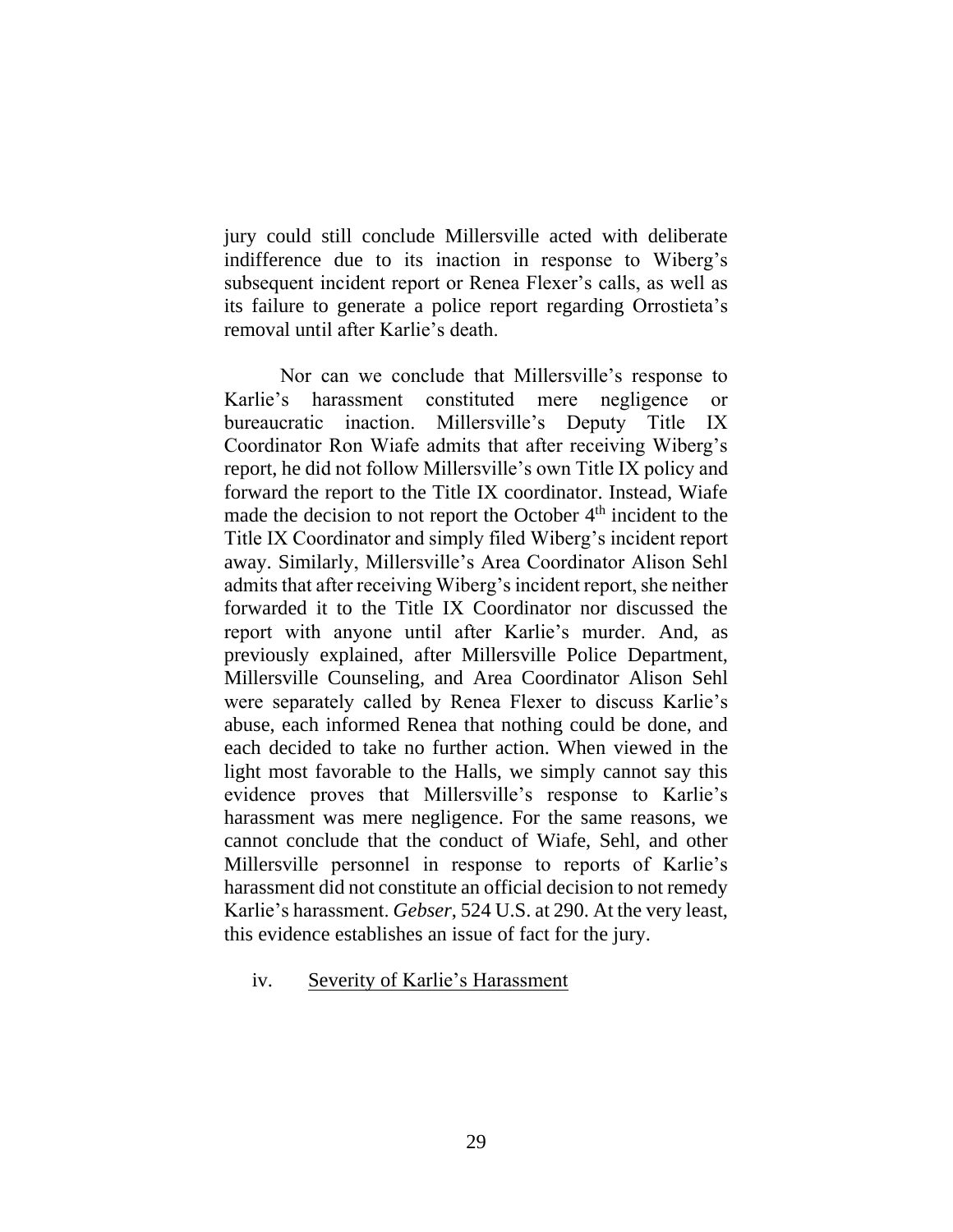jury could still conclude Millersville acted with deliberate indifference due to its inaction in response to Wiberg's subsequent incident report or Renea Flexer's calls, as well as its failure to generate a police report regarding Orrostieta's removal until after Karlie's death.

Nor can we conclude that Millersville's response to Karlie's harassment constituted mere negligence or bureaucratic inaction. Millersville's Deputy Title IX Coordinator Ron Wiafe admits that after receiving Wiberg's report, he did not follow Millersville's own Title IX policy and forward the report to the Title IX coordinator. Instead, Wiafe made the decision to not report the October 4th incident to the Title IX Coordinator and simply filed Wiberg's incident report away. Similarly, Millersville's Area Coordinator Alison Sehl admits that after receiving Wiberg's incident report, she neither forwarded it to the Title IX Coordinator nor discussed the report with anyone until after Karlie's murder. And, as previously explained, after Millersville Police Department, Millersville Counseling, and Area Coordinator Alison Sehl were separately called by Renea Flexer to discuss Karlie's abuse, each informed Renea that nothing could be done, and each decided to take no further action. When viewed in the light most favorable to the Halls, we simply cannot say this evidence proves that Millersville's response to Karlie's harassment was mere negligence. For the same reasons, we cannot conclude that the conduct of Wiafe, Sehl, and other Millersville personnel in response to reports of Karlie's harassment did not constitute an official decision to not remedy Karlie's harassment. *Gebser*, 524 U.S. at 290. At the very least, this evidence establishes an issue of fact for the jury.

iv. Severity of Karlie's Harassment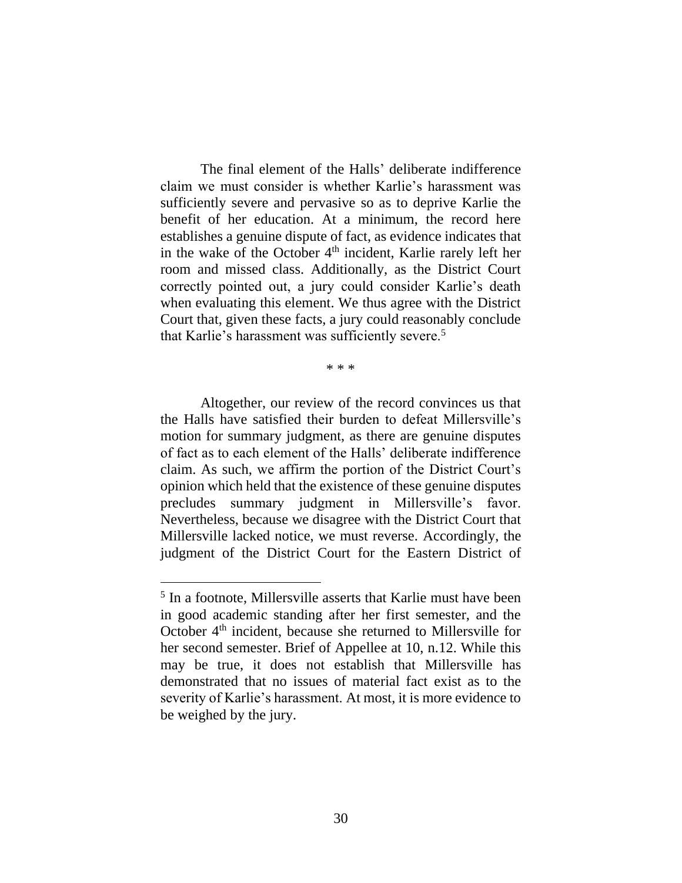The final element of the Halls' deliberate indifference claim we must consider is whether Karlie's harassment was sufficiently severe and pervasive so as to deprive Karlie the benefit of her education. At a minimum, the record here establishes a genuine dispute of fact, as evidence indicates that in the wake of the October 4th incident, Karlie rarely left her room and missed class. Additionally, as the District Court correctly pointed out, a jury could consider Karlie's death when evaluating this element. We thus agree with the District Court that, given these facts, a jury could reasonably conclude that Karlie's harassment was sufficiently severe.[5]

\* \* \*

Altogether, our review of the record convinces us that the Halls have satisfied their burden to defeat Millersville's motion for summary judgment, as there are genuine disputes of fact as to each element of the Halls' deliberate indifference claim. As such, we affirm the portion of the District Court's opinion which held that the existence of these genuine disputes precludes summary judgment in Millersville's favor. Nevertheless, because we disagree with the District Court that Millersville lacked notice, we must reverse. Accordingly, the judgment of the District Court for the Eastern District of

[5] In a footnote, Millersville asserts that Karlie must have been in good academic standing after her first semester, and the October 4th incident, because she returned to Millersville for her second semester. Brief of Appellee at 10, n.12. While this may be true, it does not establish that Millersville has demonstrated that no issues of material fact exist as to the severity of Karlie's harassment. At most, it is more evidence to be weighed by the jury.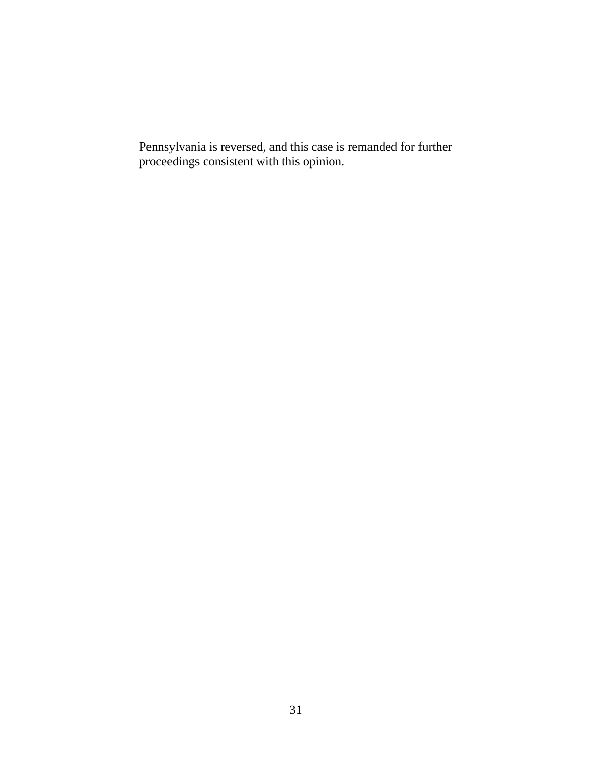Pennsylvania is reversed, and this case is remanded for further proceedings consistent with this opinion.